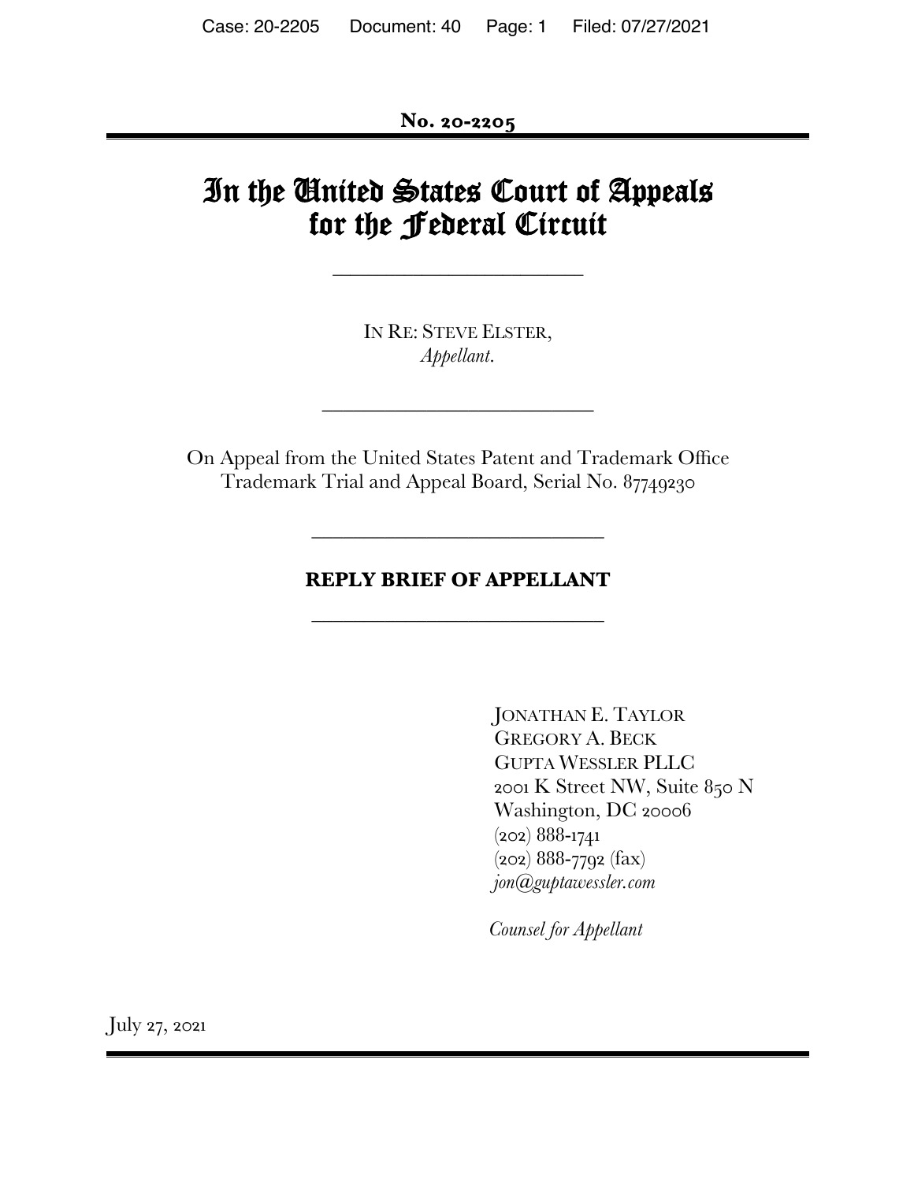**No. 20-2205**

# In the United States Court of Appeals for the Federal Circuit

IN RE: STEVE ELSTER,
*Appellant.*

On Appeal from the United States Patent and Trademark Office Trademark Trial and Appeal Board, Serial No. 87749230

## REPLY BRIEF OF APPELLANT

JONATHAN E. TAYLOR
GREGORY A. BECK
GUPTA WESSLER PLLC
2001 K Street NW, Suite 850 N
Washington, DC 20006
(202) 888-1741
(202) 888-7792 (fax)
*jon@guptawessler.com*

*Counsel for Appellant*

July 27, 2021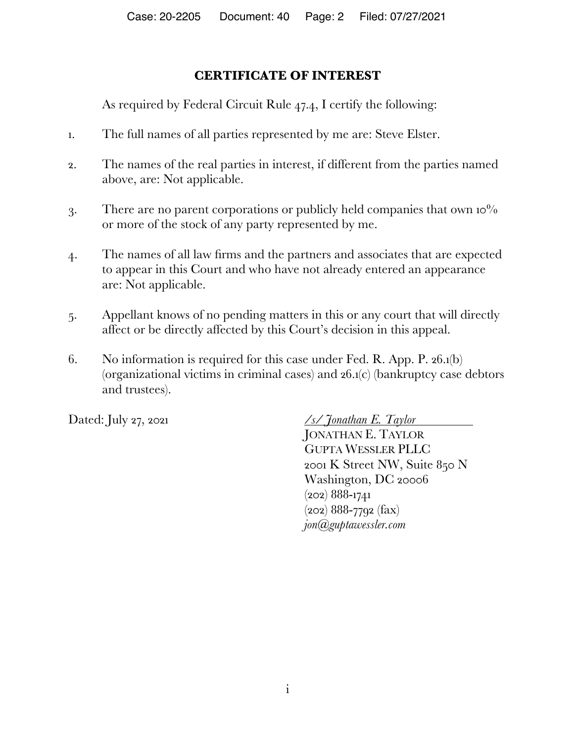## CERTIFICATE OF INTEREST

As required by Federal Circuit Rule 47.4, I certify the following:

1. The full names of all parties represented by me are: Steve Elster.

2. The names of the real parties in interest, if different from the parties named above, are: Not applicable.

3. There are no parent corporations or publicly held companies that own 10% or more of the stock of any party represented by me.

4. The names of all law firms and the partners and associates that are expected to appear in this Court and who have not already entered an appearance are: Not applicable.

5. Appellant knows of no pending matters in this or any court that will directly affect or be directly affected by this Court's decision in this appeal.

6. No information is required for this case under Fed. R. App. P. 26.1(b) (organizational victims in criminal cases) and 26.1(c) (bankruptcy case debtors and trustees).

Dated: July 27, 2021

*/s/ Jonathan E. Taylor*
JONATHAN E. TAYLOR
GUPTA WESSLER PLLC
2001 K Street NW, Suite 850 N
Washington, DC 20006
(202) 888-1741
(202) 888-7792 (fax)
*jon@guptawessler.com*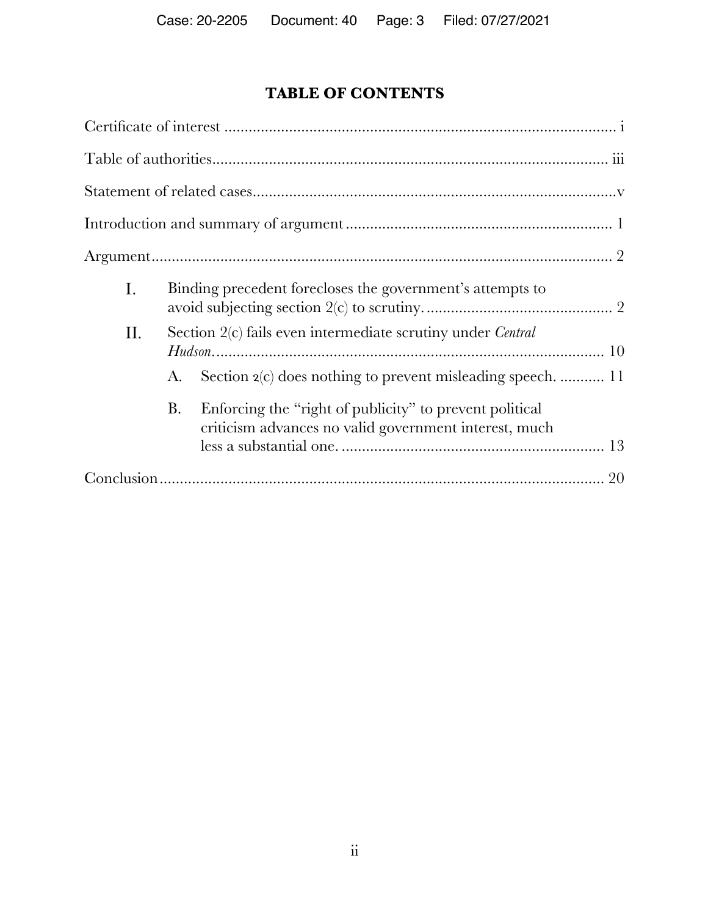# TABLE OF CONTENTS

Certificate of interest ................................................................................................ i

Table of authorities................................................................................................. iii

Statement of related cases.........................................................................................v

Introduction and summary of argument ................................................................. 1

Argument.................................................................................................................. 2

I. Binding precedent forecloses the government's attempts to avoid subjecting section 2(c) to scrutiny. .............................................. 2

II. Section 2(c) fails even intermediate scrutiny under *Central Hudson*................................................................................................ 10

   A. Section 2(c) does nothing to prevent misleading speech. ........... 11

   B. Enforcing the "right of publicity" to prevent political criticism advances no valid government interest, much less a substantial one. ................................................................. 13

Conclusion .............................................................................................................. 20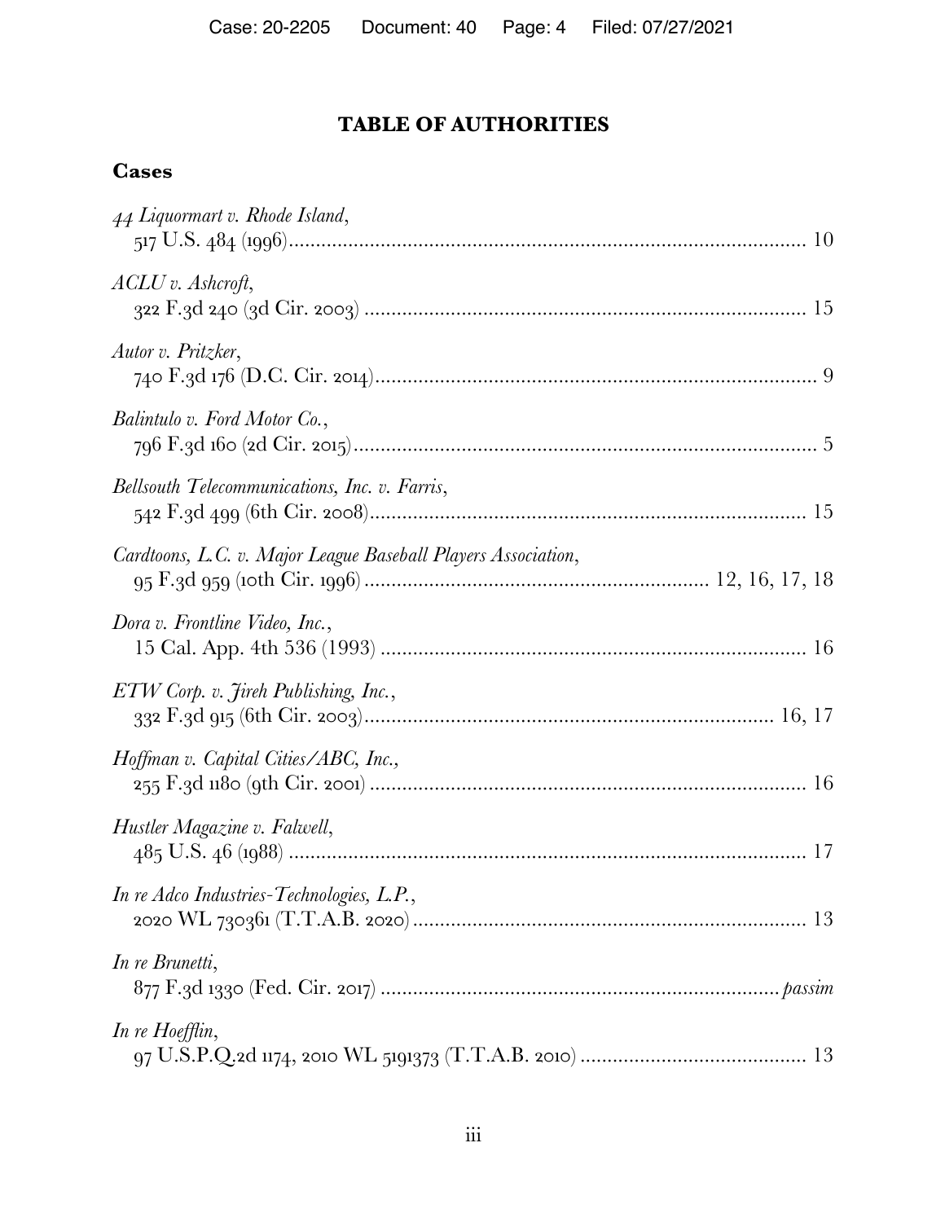## TABLE OF AUTHORITIES

### Cases

*44 Liquormart v. Rhode Island*,
517 U.S. 484 (1996) .......... 10

*ACLU v. Ashcroft*,
322 F.3d 240 (3d Cir. 2003) .......... 15

*Autor v. Pritzker*,
740 F.3d 176 (D.C. Cir. 2014) .......... 9

*Balintulo v. Ford Motor Co.*,
796 F.3d 160 (2d Cir. 2015) .......... 5

*Bellsouth Telecommunications, Inc. v. Farris*,
542 F.3d 499 (6th Cir. 2008) .......... 15

*Cardtoons, L.C. v. Major League Baseball Players Association*,
95 F.3d 959 (10th Cir. 1996) .......... 12, 16, 17, 18

*Dora v. Frontline Video, Inc.*,
15 Cal. App. 4th 536 (1993) .......... 16

*ETW Corp. v. Jireh Publishing, Inc.*,
332 F.3d 915 (6th Cir. 2003) .......... 16, 17

*Hoffman v. Capital Cities/ABC, Inc.*,
255 F.3d 1180 (9th Cir. 2001) .......... 16

*Hustler Magazine v. Falwell*,
485 U.S. 46 (1988) .......... 17

*In re Adco Industries-Technologies, L.P.*,
2020 WL 730361 (T.T.A.B. 2020) .......... 13

*In re Brunetti*,
877 F.3d 1330 (Fed. Cir. 2017) .......... *passim*

*In re Hoefflin*,
97 U.S.P.Q.2d 1174, 2010 WL 5191373 (T.T.A.B. 2010) .......... 13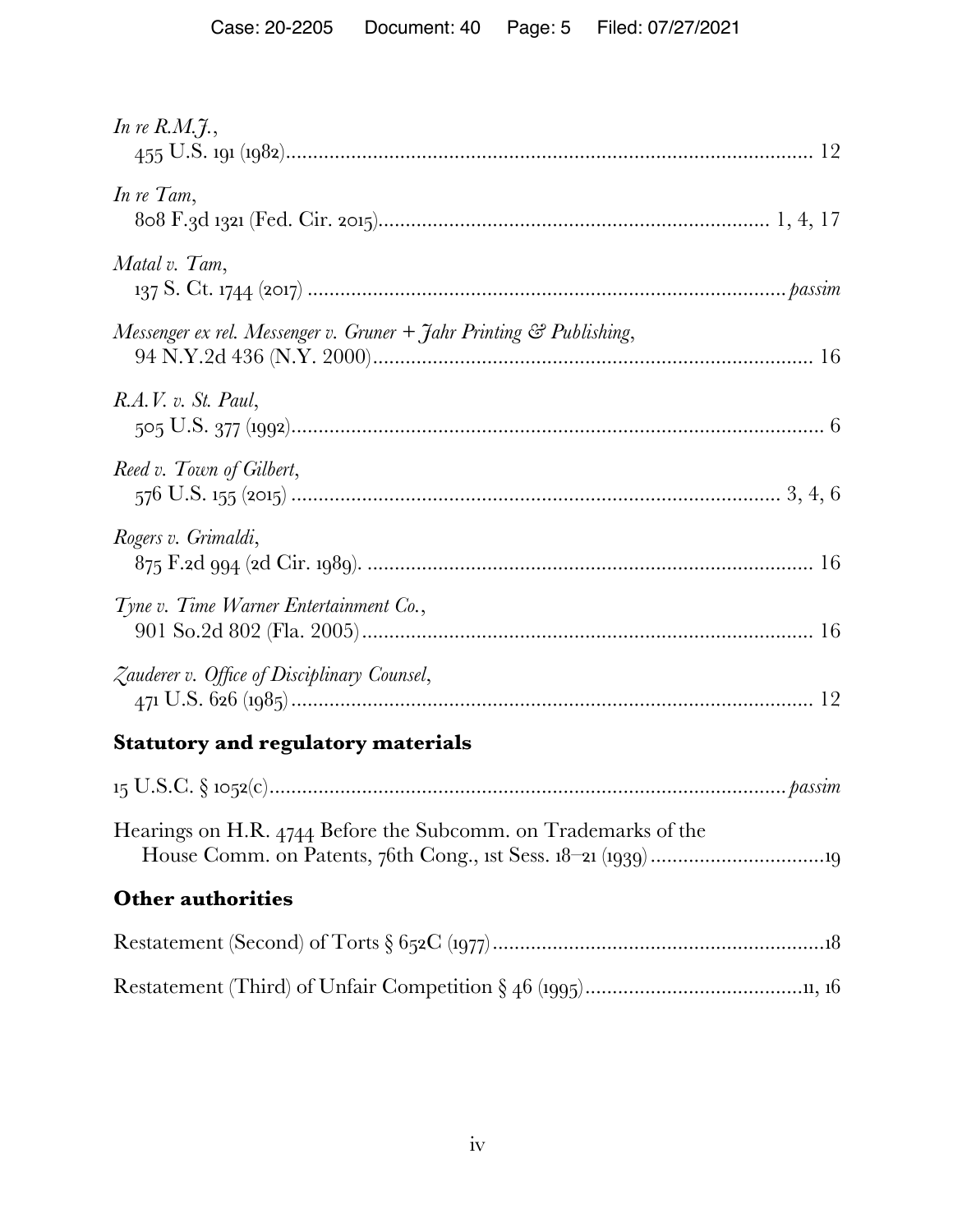*In re R.M.J.*,
455 U.S. 191 (1982) ............................................................................................ 12

*In re Tam*,
808 F.3d 1321 (Fed. Cir. 2015) ...................................................................... 1, 4, 17

*Matal v. Tam*,
137 S. Ct. 1744 (2017) ...................................................................................... *passim*

*Messenger ex rel. Messenger v. Gruner + Jahr Printing & Publishing*,
94 N.Y.2d 436 (N.Y. 2000) ................................................................................. 16

*R.A.V. v. St. Paul*,
505 U.S. 377 (1992) .............................................................................................. 6

*Reed v. Town of Gilbert*,
576 U.S. 155 (2015) ....................................................................................... 3, 4, 6

*Rogers v. Grimaldi*,
875 F.2d 994 (2d Cir. 1989). ................................................................................ 16

*Tyne v. Time Warner Entertainment Co.*,
901 So.2d 802 (Fla. 2005) .................................................................................... 16

*Zauderer v. Office of Disciplinary Counsel*,
471 U.S. 626 (1985) .............................................................................................. 12

## Statutory and regulatory materials

15 U.S.C. § 1052(c) ............................................................................................ *passim*

Hearings on H.R. 4744 Before the Subcomm. on Trademarks of the House Comm. on Patents, 76th Cong., 1st Sess. 18–21 (1939) ................................ 19

## Other authorities

Restatement (Second) of Torts § 652C (1977) ............................................................ 18

Restatement (Third) of Unfair Competition § 46 (1995) ......................................... 11, 16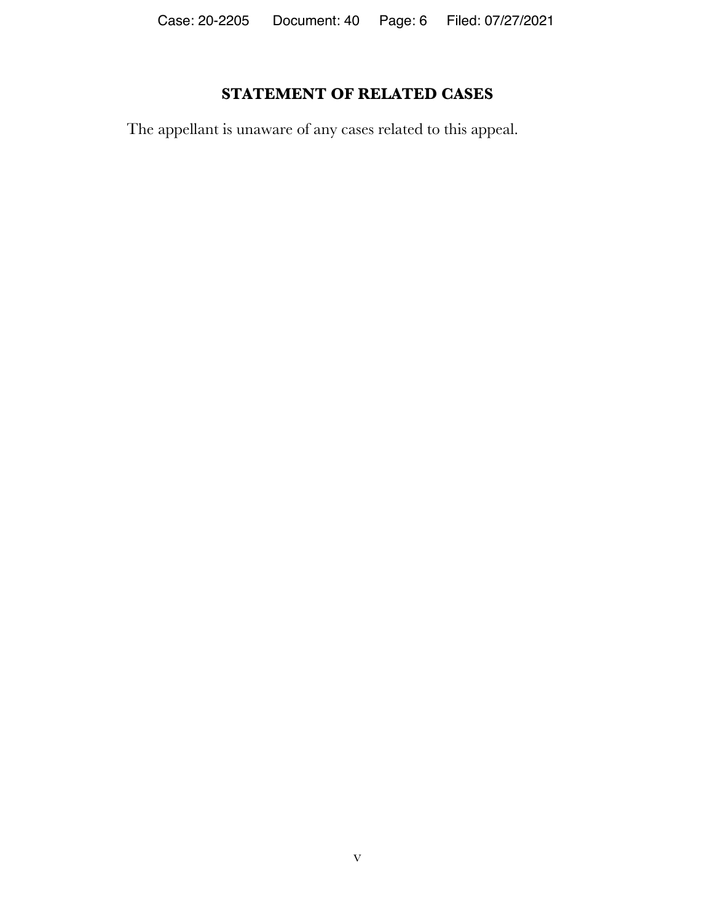## STATEMENT OF RELATED CASES

The appellant is unaware of any cases related to this appeal.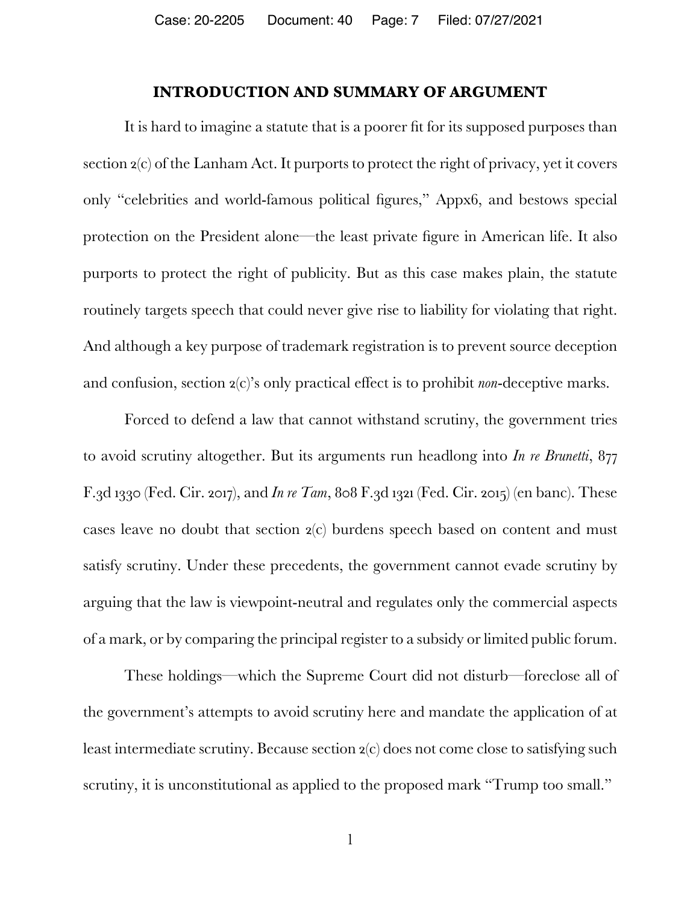## INTRODUCTION AND SUMMARY OF ARGUMENT

It is hard to imagine a statute that is a poorer fit for its supposed purposes than section 2(c) of the Lanham Act. It purports to protect the right of privacy, yet it covers only "celebrities and world-famous political figures," Appx6, and bestows special protection on the President alone—the least private figure in American life. It also purports to protect the right of publicity. But as this case makes plain, the statute routinely targets speech that could never give rise to liability for violating that right. And although a key purpose of trademark registration is to prevent source deception and confusion, section 2(c)'s only practical effect is to prohibit *non*-deceptive marks.

Forced to defend a law that cannot withstand scrutiny, the government tries to avoid scrutiny altogether. But its arguments run headlong into *In re Brunetti*, 877 F.3d 1330 (Fed. Cir. 2017), and *In re Tam*, 808 F.3d 1321 (Fed. Cir. 2015) (en banc). These cases leave no doubt that section 2(c) burdens speech based on content and must satisfy scrutiny. Under these precedents, the government cannot evade scrutiny by arguing that the law is viewpoint-neutral and regulates only the commercial aspects of a mark, or by comparing the principal register to a subsidy or limited public forum.

These holdings—which the Supreme Court did not disturb—foreclose all of the government's attempts to avoid scrutiny here and mandate the application of at least intermediate scrutiny. Because section 2(c) does not come close to satisfying such scrutiny, it is unconstitutional as applied to the proposed mark "Trump too small."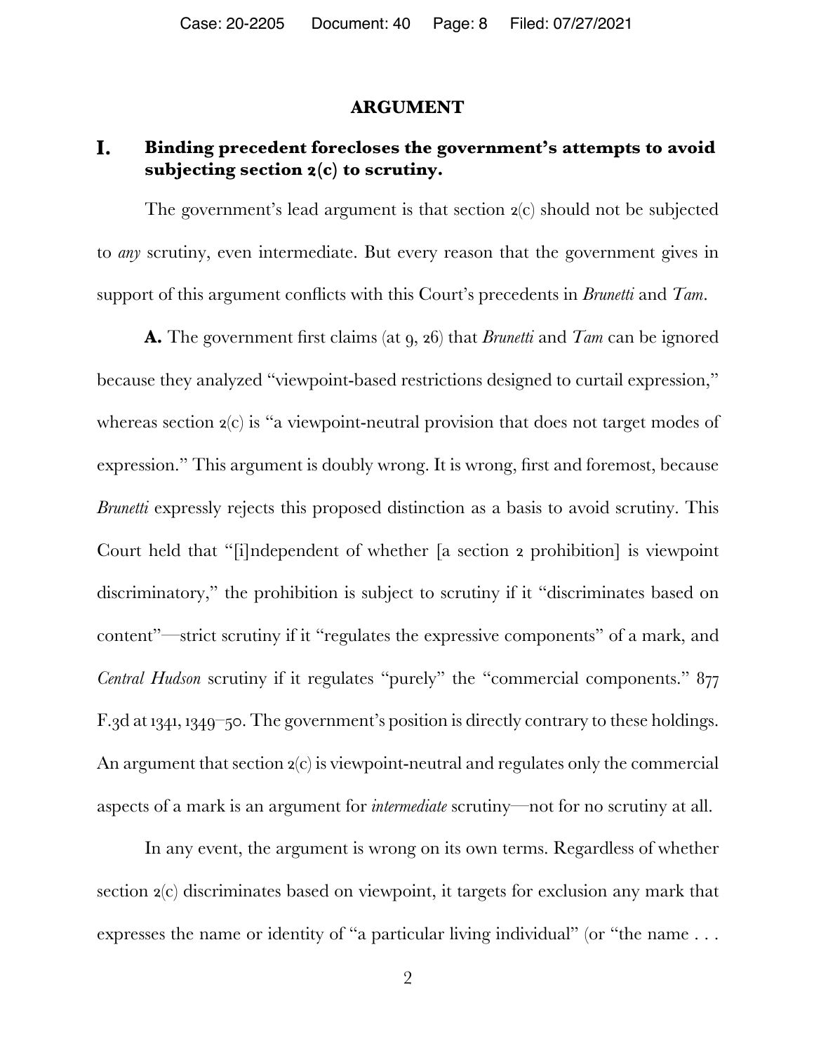## ARGUMENT

### I. Binding precedent forecloses the government's attempts to avoid subjecting section 2(c) to scrutiny.

The government's lead argument is that section 2(c) should not be subjected to *any* scrutiny, even intermediate. But every reason that the government gives in support of this argument conflicts with this Court's precedents in *Brunetti* and *Tam*.

**A.** The government first claims (at 9, 26) that *Brunetti* and *Tam* can be ignored because they analyzed "viewpoint-based restrictions designed to curtail expression," whereas section 2(c) is "a viewpoint-neutral provision that does not target modes of expression." This argument is doubly wrong. It is wrong, first and foremost, because *Brunetti* expressly rejects this proposed distinction as a basis to avoid scrutiny. This Court held that "[i]ndependent of whether [a section 2 prohibition] is viewpoint discriminatory," the prohibition is subject to scrutiny if it "discriminates based on content"—strict scrutiny if it "regulates the expressive components" of a mark, and *Central Hudson* scrutiny if it regulates "purely" the "commercial components." 877 F.3d at 1341, 1349–50. The government's position is directly contrary to these holdings. An argument that section 2(c) is viewpoint-neutral and regulates only the commercial aspects of a mark is an argument for *intermediate* scrutiny—not for no scrutiny at all.

In any event, the argument is wrong on its own terms. Regardless of whether section 2(c) discriminates based on viewpoint, it targets for exclusion any mark that expresses the name or identity of "a particular living individual" (or "the name . . .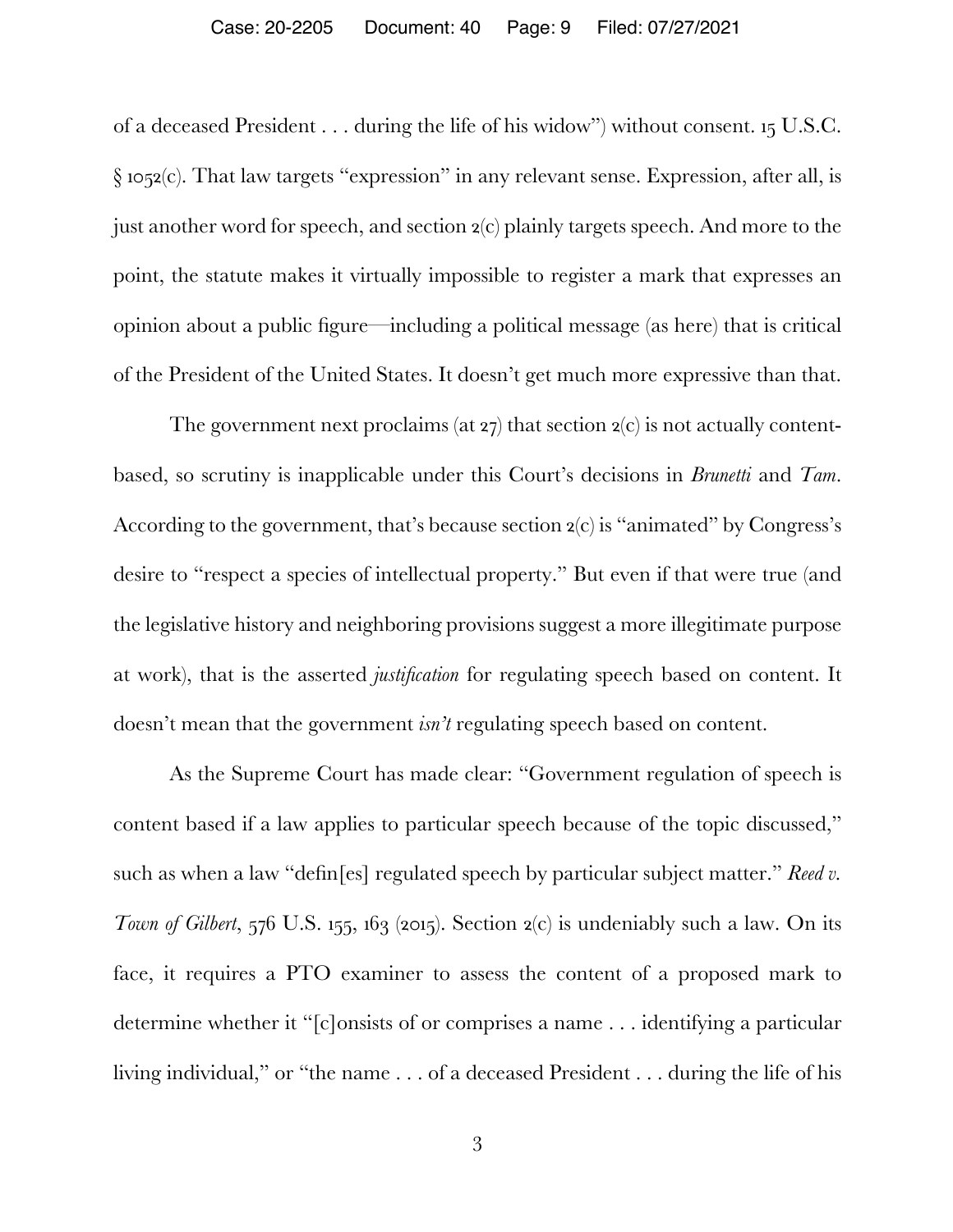of a deceased President . . . during the life of his widow") without consent. 15 U.S.C. § 1052(c). That law targets "expression" in any relevant sense. Expression, after all, is just another word for speech, and section 2(c) plainly targets speech. And more to the point, the statute makes it virtually impossible to register a mark that expresses an opinion about a public figure—including a political message (as here) that is critical of the President of the United States. It doesn't get much more expressive than that.

The government next proclaims (at 27) that section 2(c) is not actually content-based, so scrutiny is inapplicable under this Court's decisions in *Brunetti* and *Tam*. According to the government, that's because section 2(c) is "animated" by Congress's desire to "respect a species of intellectual property." But even if that were true (and the legislative history and neighboring provisions suggest a more illegitimate purpose at work), that is the asserted *justification* for regulating speech based on content. It doesn't mean that the government *isn't* regulating speech based on content.

As the Supreme Court has made clear: "Government regulation of speech is content based if a law applies to particular speech because of the topic discussed," such as when a law "defin[es] regulated speech by particular subject matter." *Reed v. Town of Gilbert*, 576 U.S. 155, 163 (2015). Section 2(c) is undeniably such a law. On its face, it requires a PTO examiner to assess the content of a proposed mark to determine whether it "[c]onsists of or comprises a name . . . identifying a particular living individual," or "the name . . . of a deceased President . . . during the life of his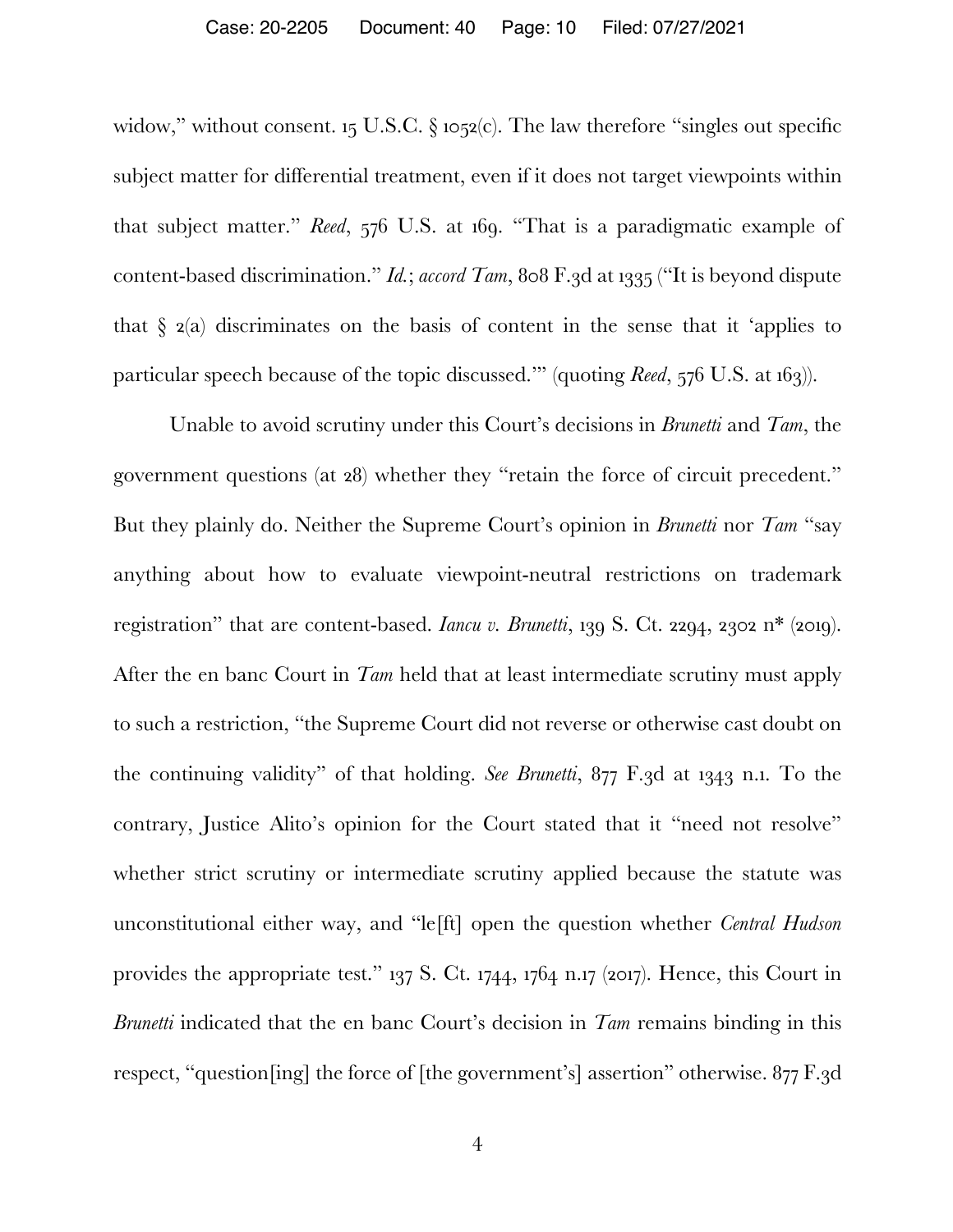widow," without consent. 15 U.S.C. § 1052(c). The law therefore "singles out specific subject matter for differential treatment, even if it does not target viewpoints within that subject matter." *Reed*, 576 U.S. at 169. "That is a paradigmatic example of content-based discrimination." *Id.*; *accord Tam*, 808 F.3d at 1335 ("It is beyond dispute that § 2(a) discriminates on the basis of content in the sense that it 'applies to particular speech because of the topic discussed.'" (quoting *Reed*, 576 U.S. at 163)).

Unable to avoid scrutiny under this Court's decisions in *Brunetti* and *Tam*, the government questions (at 28) whether they "retain the force of circuit precedent." But they plainly do. Neither the Supreme Court's opinion in *Brunetti* nor *Tam* "say anything about how to evaluate viewpoint-neutral restrictions on trademark registration" that are content-based. *Iancu v. Brunetti*, 139 S. Ct. 2294, 2302 n* (2019). After the en banc Court in *Tam* held that at least intermediate scrutiny must apply to such a restriction, "the Supreme Court did not reverse or otherwise cast doubt on the continuing validity" of that holding. *See Brunetti*, 877 F.3d at 1343 n.1. To the contrary, Justice Alito's opinion for the Court stated that it "need not resolve" whether strict scrutiny or intermediate scrutiny applied because the statute was unconstitutional either way, and "le[ft] open the question whether *Central Hudson* provides the appropriate test." 137 S. Ct. 1744, 1764 n.17 (2017). Hence, this Court in *Brunetti* indicated that the en banc Court's decision in *Tam* remains binding in this respect, "question[ing] the force of [the government's] assertion" otherwise. 877 F.3d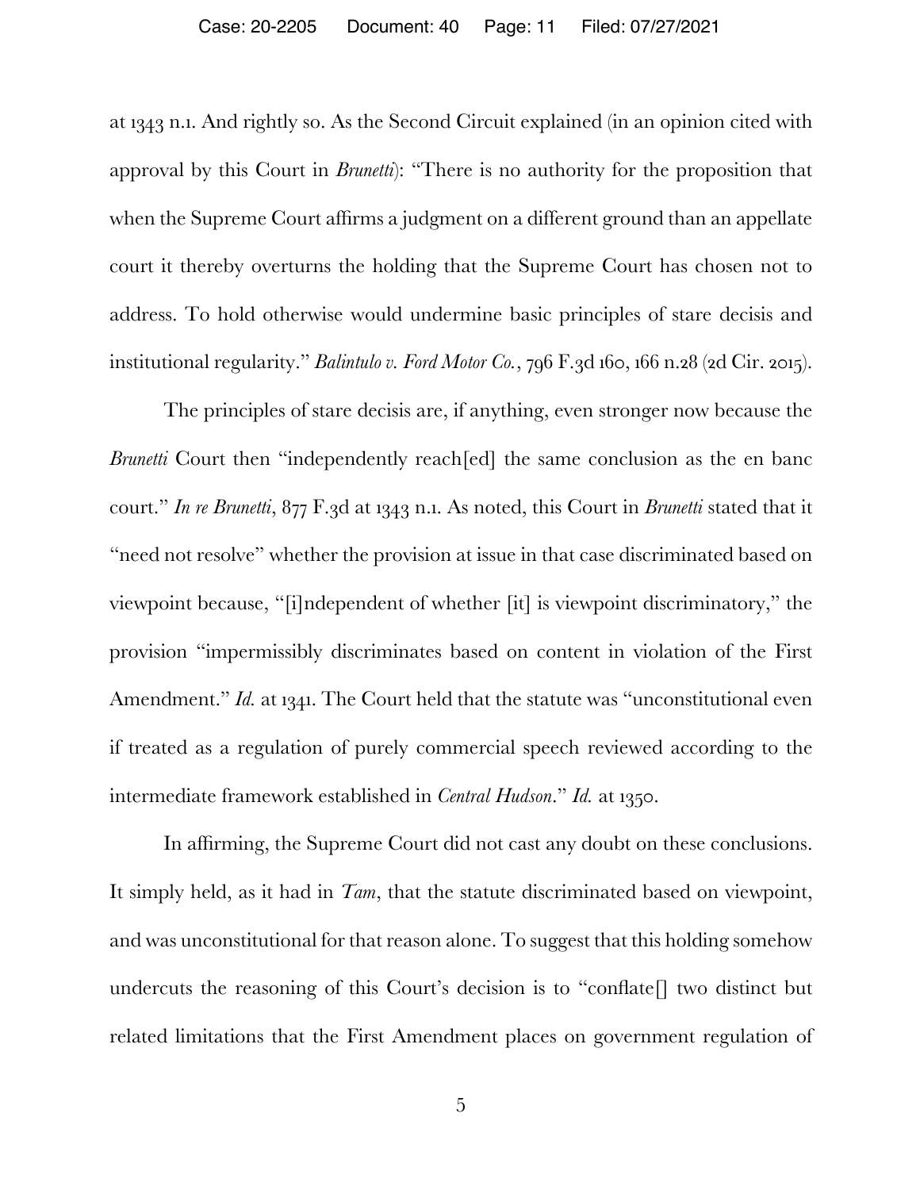at 1343 n.1. And rightly so. As the Second Circuit explained (in an opinion cited with approval by this Court in *Brunetti*): "There is no authority for the proposition that when the Supreme Court affirms a judgment on a different ground than an appellate court it thereby overturns the holding that the Supreme Court has chosen not to address. To hold otherwise would undermine basic principles of stare decisis and institutional regularity." *Balintulo v. Ford Motor Co.*, 796 F.3d 160, 166 n.28 (2d Cir. 2015).

The principles of stare decisis are, if anything, even stronger now because the *Brunetti* Court then "independently reach[ed] the same conclusion as the en banc court." *In re Brunetti*, 877 F.3d at 1343 n.1. As noted, this Court in *Brunetti* stated that it "need not resolve" whether the provision at issue in that case discriminated based on viewpoint because, "[i]ndependent of whether [it] is viewpoint discriminatory," the provision "impermissibly discriminates based on content in violation of the First Amendment." *Id.* at 1341. The Court held that the statute was "unconstitutional even if treated as a regulation of purely commercial speech reviewed according to the intermediate framework established in *Central Hudson*." *Id.* at 1350.

In affirming, the Supreme Court did not cast any doubt on these conclusions. It simply held, as it had in *Tam*, that the statute discriminated based on viewpoint, and was unconstitutional for that reason alone. To suggest that this holding somehow undercuts the reasoning of this Court's decision is to "conflate[] two distinct but related limitations that the First Amendment places on government regulation of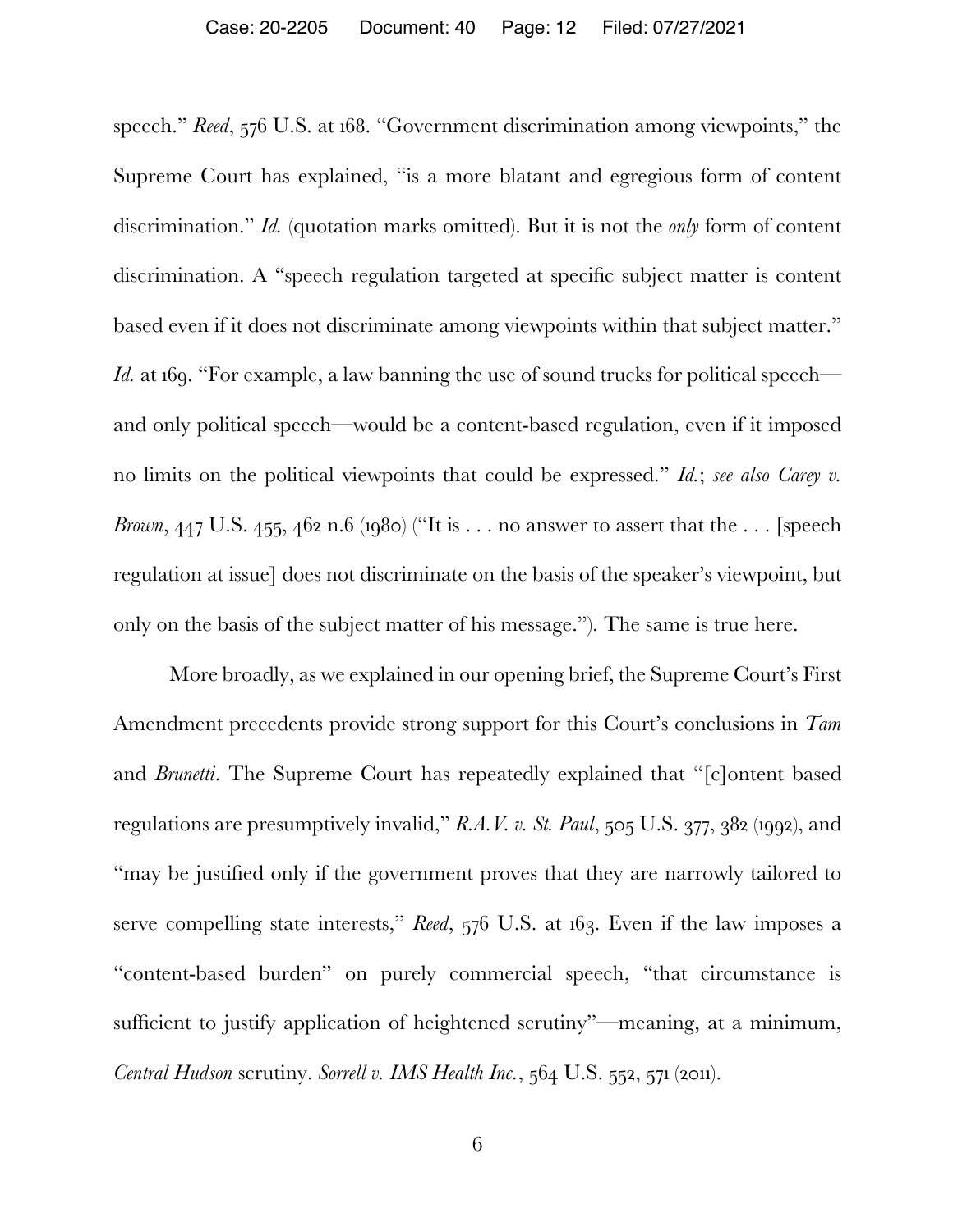speech." *Reed*, 576 U.S. at 168. "Government discrimination among viewpoints," the Supreme Court has explained, "is a more blatant and egregious form of content discrimination." *Id.* (quotation marks omitted). But it is not the *only* form of content discrimination. A "speech regulation targeted at specific subject matter is content based even if it does not discriminate among viewpoints within that subject matter." *Id.* at 169. "For example, a law banning the use of sound trucks for political speech—and only political speech—would be a content-based regulation, even if it imposed no limits on the political viewpoints that could be expressed." *Id.*; *see also Carey v. Brown*, 447 U.S. 455, 462 n.6 (1980) ("It is . . . no answer to assert that the . . . [speech regulation at issue] does not discriminate on the basis of the speaker's viewpoint, but only on the basis of the subject matter of his message."). The same is true here.

More broadly, as we explained in our opening brief, the Supreme Court's First Amendment precedents provide strong support for this Court's conclusions in *Tam* and *Brunetti*. The Supreme Court has repeatedly explained that "[c]ontent based regulations are presumptively invalid," *R.A.V. v. St. Paul*, 505 U.S. 377, 382 (1992), and "may be justified only if the government proves that they are narrowly tailored to serve compelling state interests," *Reed*, 576 U.S. at 163. Even if the law imposes a "content-based burden" on purely commercial speech, "that circumstance is sufficient to justify application of heightened scrutiny"—meaning, at a minimum, *Central Hudson* scrutiny. *Sorrell v. IMS Health Inc.*, 564 U.S. 552, 571 (2011).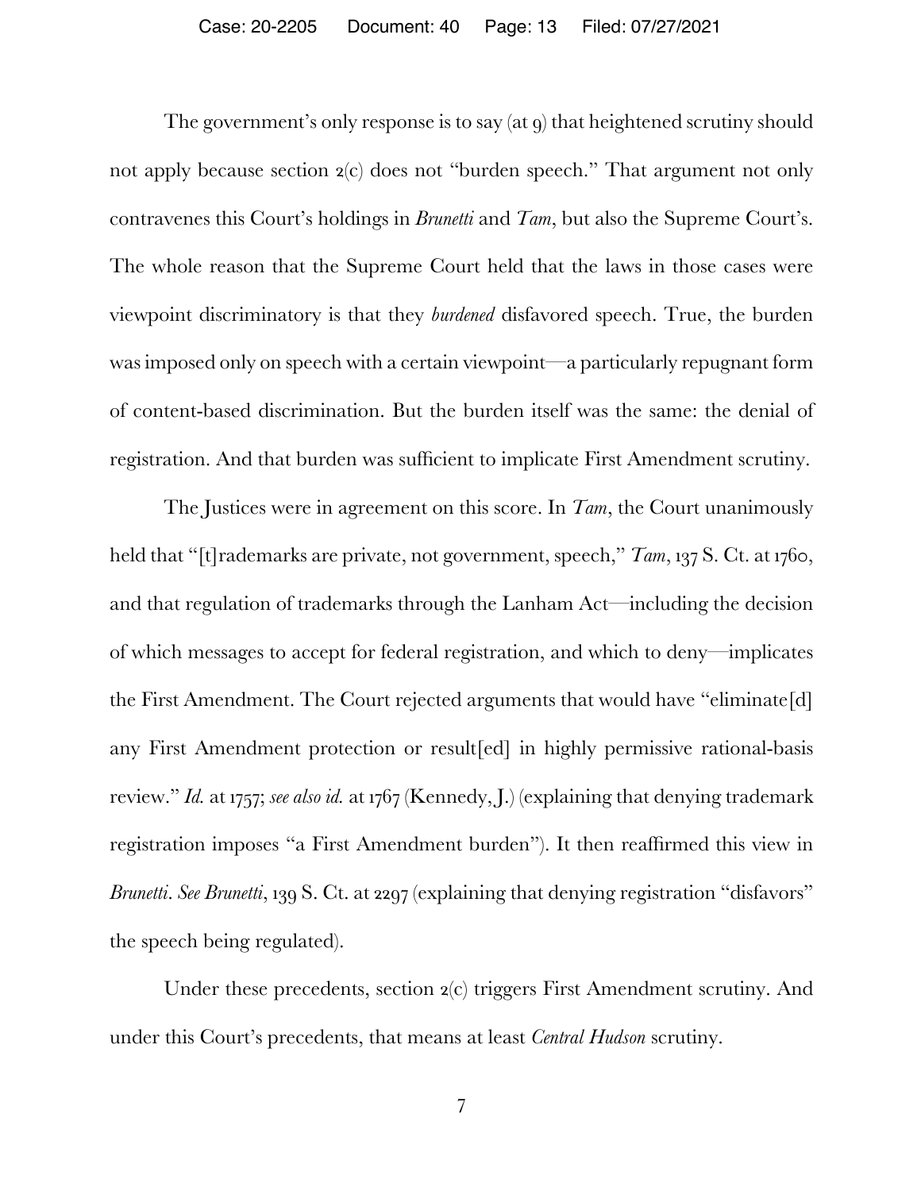The government's only response is to say (at 9) that heightened scrutiny should not apply because section 2(c) does not "burden speech." That argument not only contravenes this Court's holdings in *Brunetti* and *Tam*, but also the Supreme Court's. The whole reason that the Supreme Court held that the laws in those cases were viewpoint discriminatory is that they *burdened* disfavored speech. True, the burden was imposed only on speech with a certain viewpoint—a particularly repugnant form of content-based discrimination. But the burden itself was the same: the denial of registration. And that burden was sufficient to implicate First Amendment scrutiny.

The Justices were in agreement on this score. In *Tam*, the Court unanimously held that "[t]rademarks are private, not government, speech," *Tam*, 137 S. Ct. at 1760, and that regulation of trademarks through the Lanham Act—including the decision of which messages to accept for federal registration, and which to deny—implicates the First Amendment. The Court rejected arguments that would have "eliminate[d] any First Amendment protection or result[ed] in highly permissive rational-basis review." *Id.* at 1757; *see also id.* at 1767 (Kennedy, J.) (explaining that denying trademark registration imposes "a First Amendment burden"). It then reaffirmed this view in *Brunetti*. *See Brunetti*, 139 S. Ct. at 2297 (explaining that denying registration "disfavors" the speech being regulated).

Under these precedents, section 2(c) triggers First Amendment scrutiny. And under this Court's precedents, that means at least *Central Hudson* scrutiny.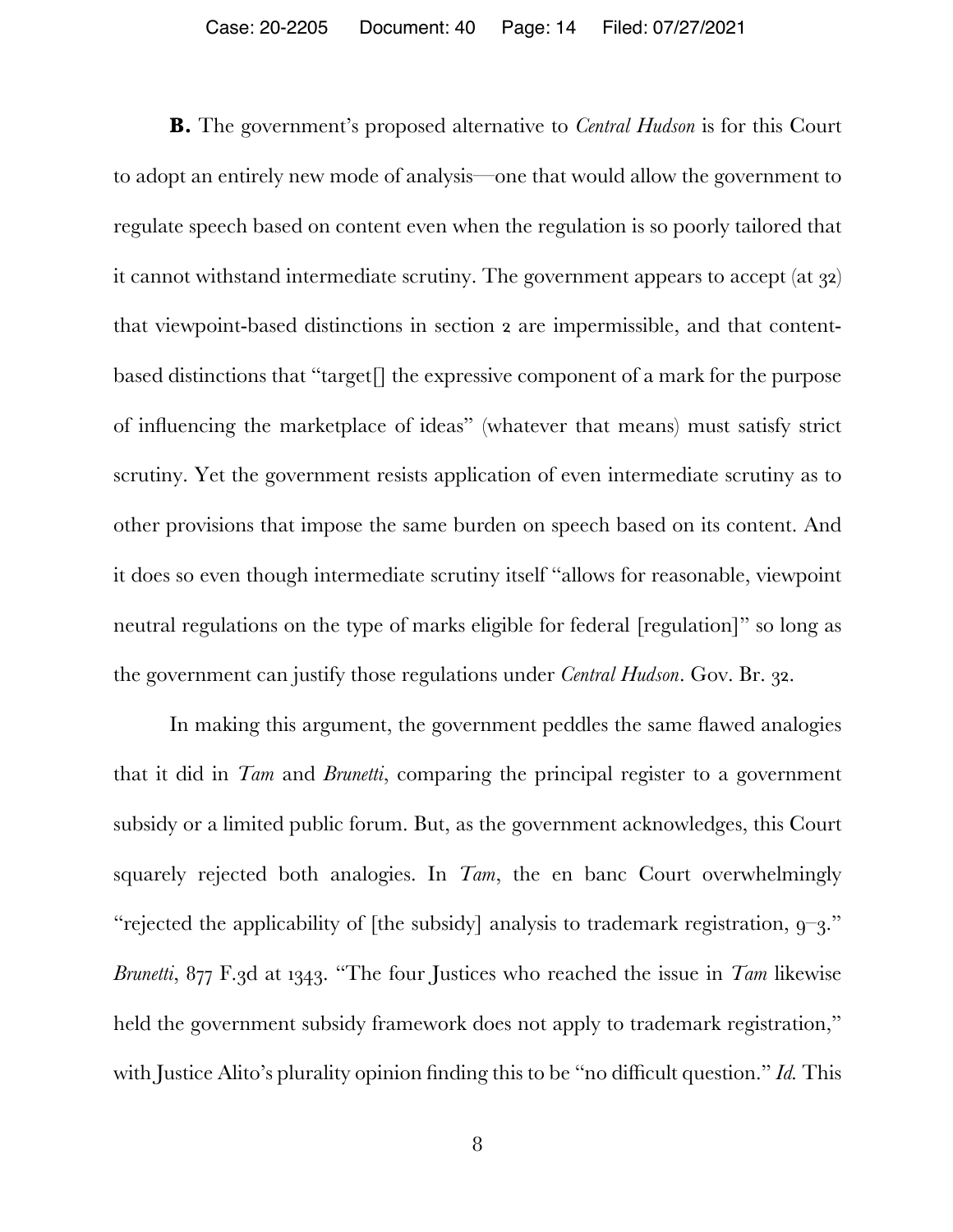**B.** The government's proposed alternative to *Central Hudson* is for this Court to adopt an entirely new mode of analysis—one that would allow the government to regulate speech based on content even when the regulation is so poorly tailored that it cannot withstand intermediate scrutiny. The government appears to accept (at 32) that viewpoint-based distinctions in section 2 are impermissible, and that content-based distinctions that "target[] the expressive component of a mark for the purpose of influencing the marketplace of ideas" (whatever that means) must satisfy strict scrutiny. Yet the government resists application of even intermediate scrutiny as to other provisions that impose the same burden on speech based on its content. And it does so even though intermediate scrutiny itself "allows for reasonable, viewpoint neutral regulations on the type of marks eligible for federal [regulation]" so long as the government can justify those regulations under *Central Hudson*. Gov. Br. 32.

In making this argument, the government peddles the same flawed analogies that it did in *Tam* and *Brunetti*, comparing the principal register to a government subsidy or a limited public forum. But, as the government acknowledges, this Court squarely rejected both analogies. In *Tam*, the en banc Court overwhelmingly "rejected the applicability of [the subsidy] analysis to trademark registration, 9–3." *Brunetti*, 877 F.3d at 1343. "The four Justices who reached the issue in *Tam* likewise held the government subsidy framework does not apply to trademark registration," with Justice Alito's plurality opinion finding this to be "no difficult question." *Id.* This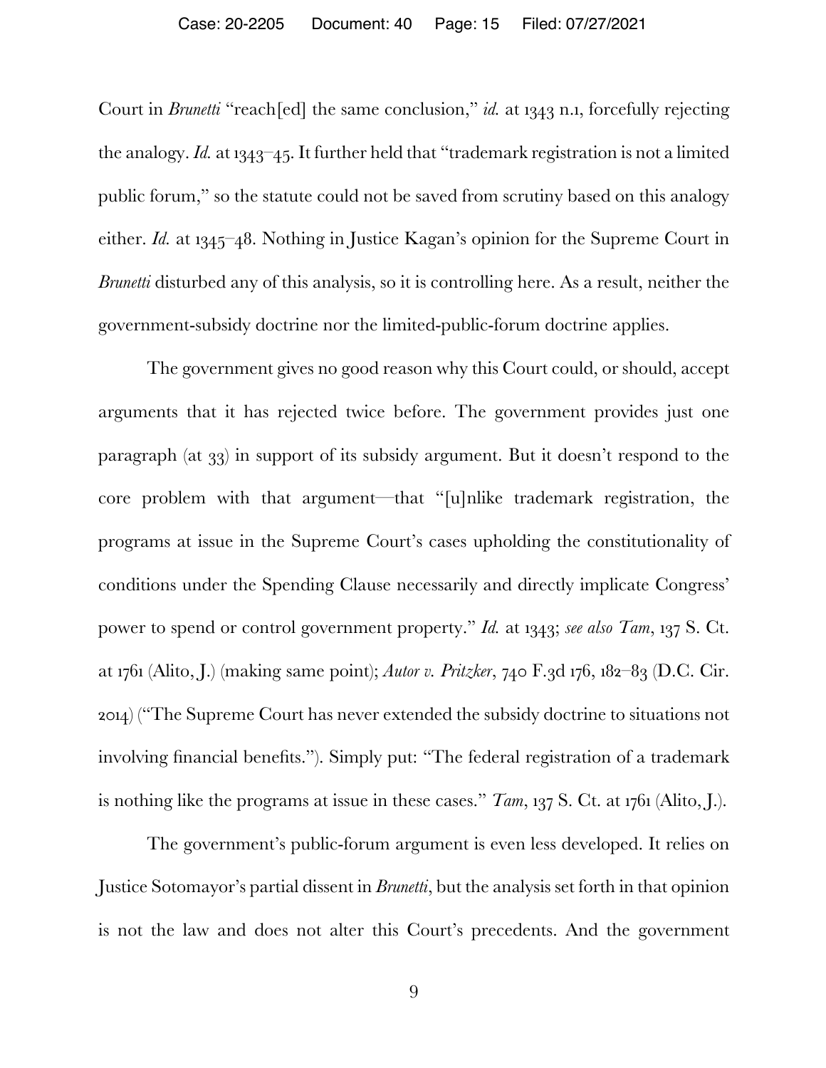Court in *Brunetti* "reach[ed] the same conclusion," *id.* at 1343 n.1, forcefully rejecting the analogy. *Id.* at 1343–45. It further held that "trademark registration is not a limited public forum," so the statute could not be saved from scrutiny based on this analogy either. *Id.* at 1345–48. Nothing in Justice Kagan's opinion for the Supreme Court in *Brunetti* disturbed any of this analysis, so it is controlling here. As a result, neither the government-subsidy doctrine nor the limited-public-forum doctrine applies.

The government gives no good reason why this Court could, or should, accept arguments that it has rejected twice before. The government provides just one paragraph (at 33) in support of its subsidy argument. But it doesn't respond to the core problem with that argument—that "[u]nlike trademark registration, the programs at issue in the Supreme Court's cases upholding the constitutionality of conditions under the Spending Clause necessarily and directly implicate Congress' power to spend or control government property." *Id.* at 1343; *see also Tam*, 137 S. Ct. at 1761 (Alito, J.) (making same point); *Autor v. Pritzker*, 740 F.3d 176, 182–83 (D.C. Cir. 2014) ("The Supreme Court has never extended the subsidy doctrine to situations not involving financial benefits."). Simply put: "The federal registration of a trademark is nothing like the programs at issue in these cases." *Tam*, 137 S. Ct. at 1761 (Alito, J.).

The government's public-forum argument is even less developed. It relies on Justice Sotomayor's partial dissent in *Brunetti*, but the analysis set forth in that opinion is not the law and does not alter this Court's precedents. And the government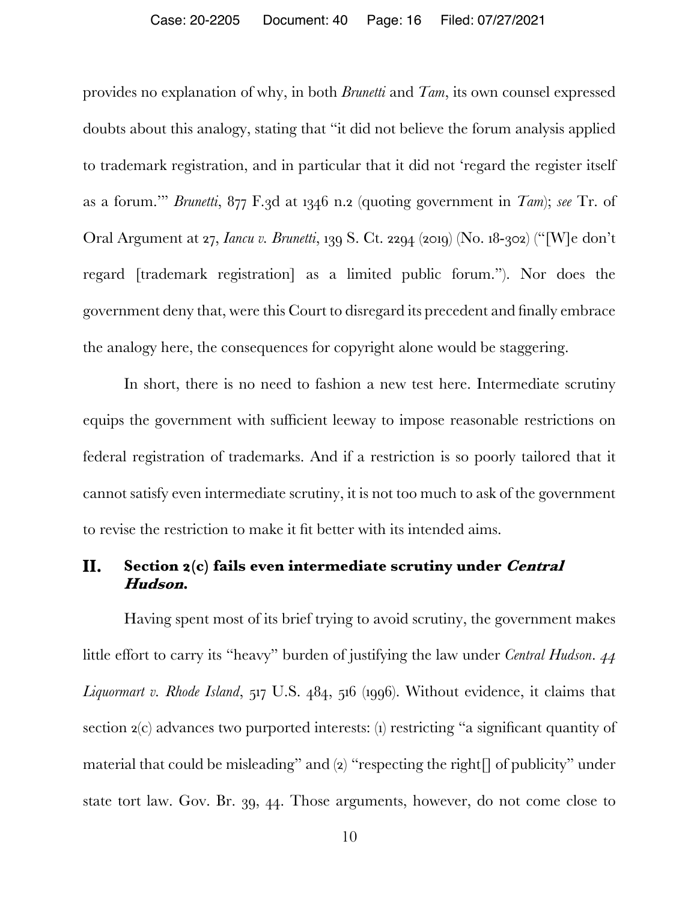provides no explanation of why, in both *Brunetti* and *Tam*, its own counsel expressed doubts about this analogy, stating that "it did not believe the forum analysis applied to trademark registration, and in particular that it did not 'regard the register itself as a forum.'" *Brunetti*, 877 F.3d at 1346 n.2 (quoting government in *Tam*); *see* Tr. of Oral Argument at 27, *Iancu v. Brunetti*, 139 S. Ct. 2294 (2019) (No. 18-302) ("[W]e don't regard [trademark registration] as a limited public forum."). Nor does the government deny that, were this Court to disregard its precedent and finally embrace the analogy here, the consequences for copyright alone would be staggering.

In short, there is no need to fashion a new test here. Intermediate scrutiny equips the government with sufficient leeway to impose reasonable restrictions on federal registration of trademarks. And if a restriction is so poorly tailored that it cannot satisfy even intermediate scrutiny, it is not too much to ask of the government to revise the restriction to make it fit better with its intended aims.

## II. Section 2(c) fails even intermediate scrutiny under *Central Hudson*.

Having spent most of its brief trying to avoid scrutiny, the government makes little effort to carry its "heavy" burden of justifying the law under *Central Hudson*. *44 Liquormart v. Rhode Island*, 517 U.S. 484, 516 (1996). Without evidence, it claims that section 2(c) advances two purported interests: (1) restricting "a significant quantity of material that could be misleading" and (2) "respecting the right[] of publicity" under state tort law. Gov. Br. 39, 44. Those arguments, however, do not come close to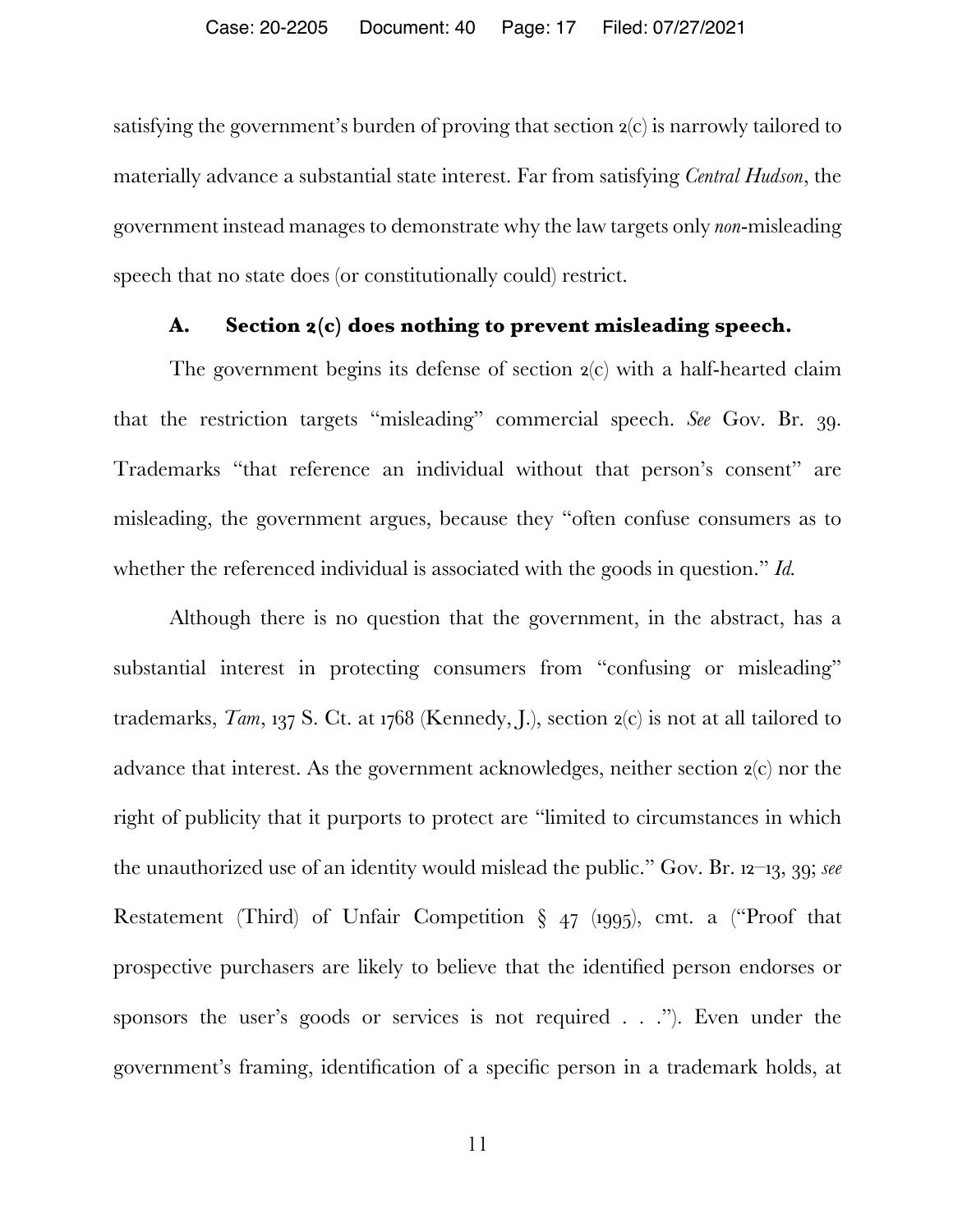satisfying the government's burden of proving that section 2(c) is narrowly tailored to materially advance a substantial state interest. Far from satisfying *Central Hudson*, the government instead manages to demonstrate why the law targets only *non*-misleading speech that no state does (or constitutionally could) restrict.

### A. Section 2(c) does nothing to prevent misleading speech.

The government begins its defense of section 2(c) with a half-hearted claim that the restriction targets "misleading" commercial speech. *See* Gov. Br. 39. Trademarks "that reference an individual without that person's consent" are misleading, the government argues, because they "often confuse consumers as to whether the referenced individual is associated with the goods in question." *Id.*

Although there is no question that the government, in the abstract, has a substantial interest in protecting consumers from "confusing or misleading" trademarks, *Tam*, 137 S. Ct. at 1768 (Kennedy, J.), section 2(c) is not at all tailored to advance that interest. As the government acknowledges, neither section 2(c) nor the right of publicity that it purports to protect are "limited to circumstances in which the unauthorized use of an identity would mislead the public." Gov. Br. 12–13, 39; *see* Restatement (Third) of Unfair Competition § 47 (1995), cmt. a ("Proof that prospective purchasers are likely to believe that the identified person endorses or sponsors the user's goods or services is not required . . ."). Even under the government's framing, identification of a specific person in a trademark holds, at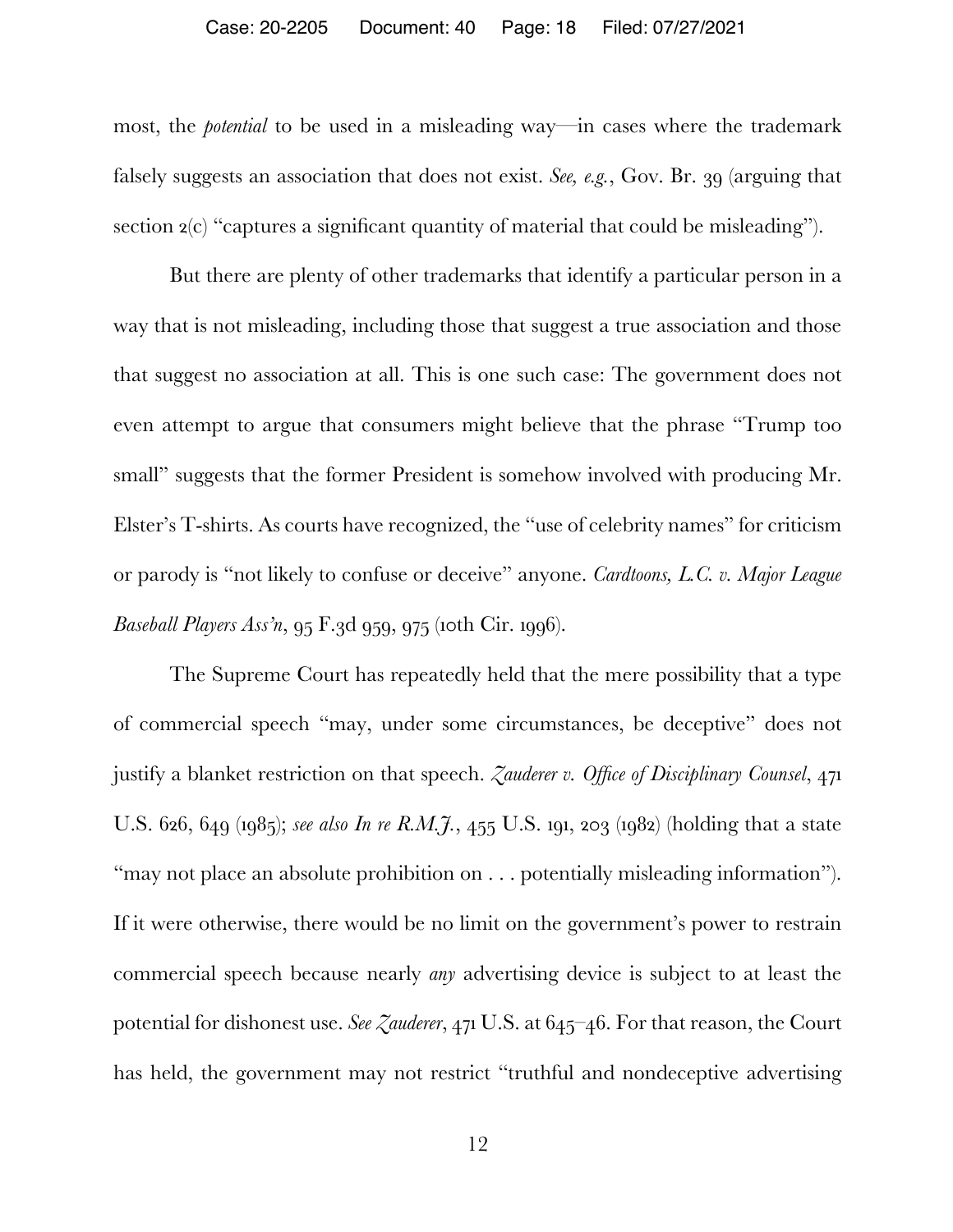most, the *potential* to be used in a misleading way—in cases where the trademark falsely suggests an association that does not exist. *See, e.g.*, Gov. Br. 39 (arguing that section 2(c) "captures a significant quantity of material that could be misleading").

But there are plenty of other trademarks that identify a particular person in a way that is not misleading, including those that suggest a true association and those that suggest no association at all. This is one such case: The government does not even attempt to argue that consumers might believe that the phrase "Trump too small" suggests that the former President is somehow involved with producing Mr. Elster's T-shirts. As courts have recognized, the "use of celebrity names" for criticism or parody is "not likely to confuse or deceive" anyone. *Cardtoons, L.C. v. Major League Baseball Players Ass'n*, 95 F.3d 959, 975 (10th Cir. 1996).

The Supreme Court has repeatedly held that the mere possibility that a type of commercial speech "may, under some circumstances, be deceptive" does not justify a blanket restriction on that speech. *Zauderer v. Office of Disciplinary Counsel*, 471 U.S. 626, 649 (1985); *see also In re R.M.J.*, 455 U.S. 191, 203 (1982) (holding that a state "may not place an absolute prohibition on . . . potentially misleading information"). If it were otherwise, there would be no limit on the government's power to restrain commercial speech because nearly *any* advertising device is subject to at least the potential for dishonest use. *See Zauderer*, 471 U.S. at 645–46. For that reason, the Court has held, the government may not restrict "truthful and nondeceptive advertising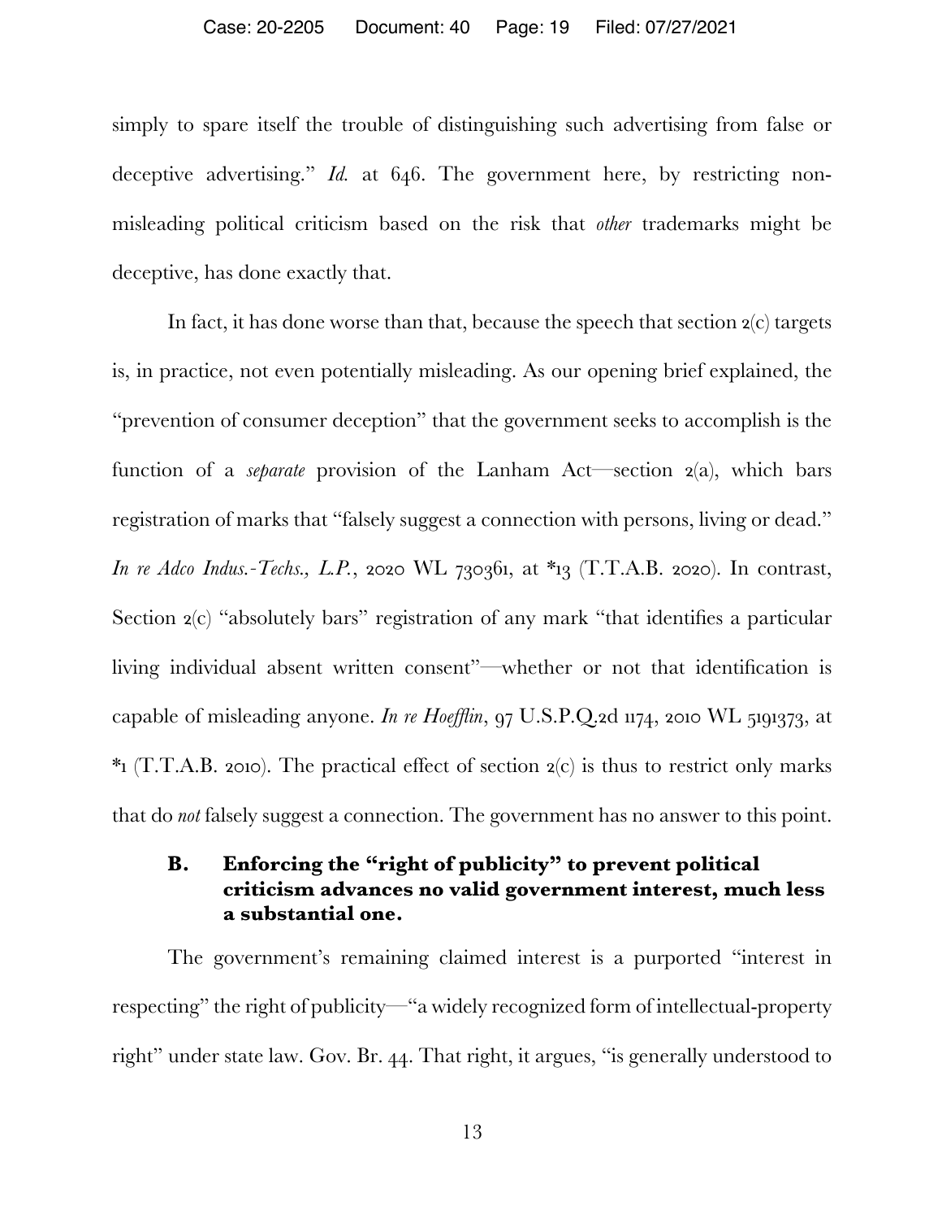simply to spare itself the trouble of distinguishing such advertising from false or deceptive advertising." *Id.* at 646. The government here, by restricting non-misleading political criticism based on the risk that *other* trademarks might be deceptive, has done exactly that.

In fact, it has done worse than that, because the speech that section 2(c) targets is, in practice, not even potentially misleading. As our opening brief explained, the "prevention of consumer deception" that the government seeks to accomplish is the function of a *separate* provision of the Lanham Act—section 2(a), which bars registration of marks that "falsely suggest a connection with persons, living or dead." *In re Adco Indus.-Techs., L.P.*, 2020 WL 730361, at *13 (T.T.A.B. 2020). In contrast, Section 2(c) "absolutely bars" registration of any mark "that identifies a particular living individual absent written consent"—whether or not that identification is capable of misleading anyone. *In re Hoefflin*, 97 U.S.P.Q.2d 1174, 2010 WL 5191373, at *1 (T.T.A.B. 2010). The practical effect of section 2(c) is thus to restrict only marks that do *not* falsely suggest a connection. The government has no answer to this point.

### B. Enforcing the "right of publicity" to prevent political criticism advances no valid government interest, much less a substantial one.

The government's remaining claimed interest is a purported "interest in respecting" the right of publicity—"a widely recognized form of intellectual-property right" under state law. Gov. Br. 44. That right, it argues, "is generally understood to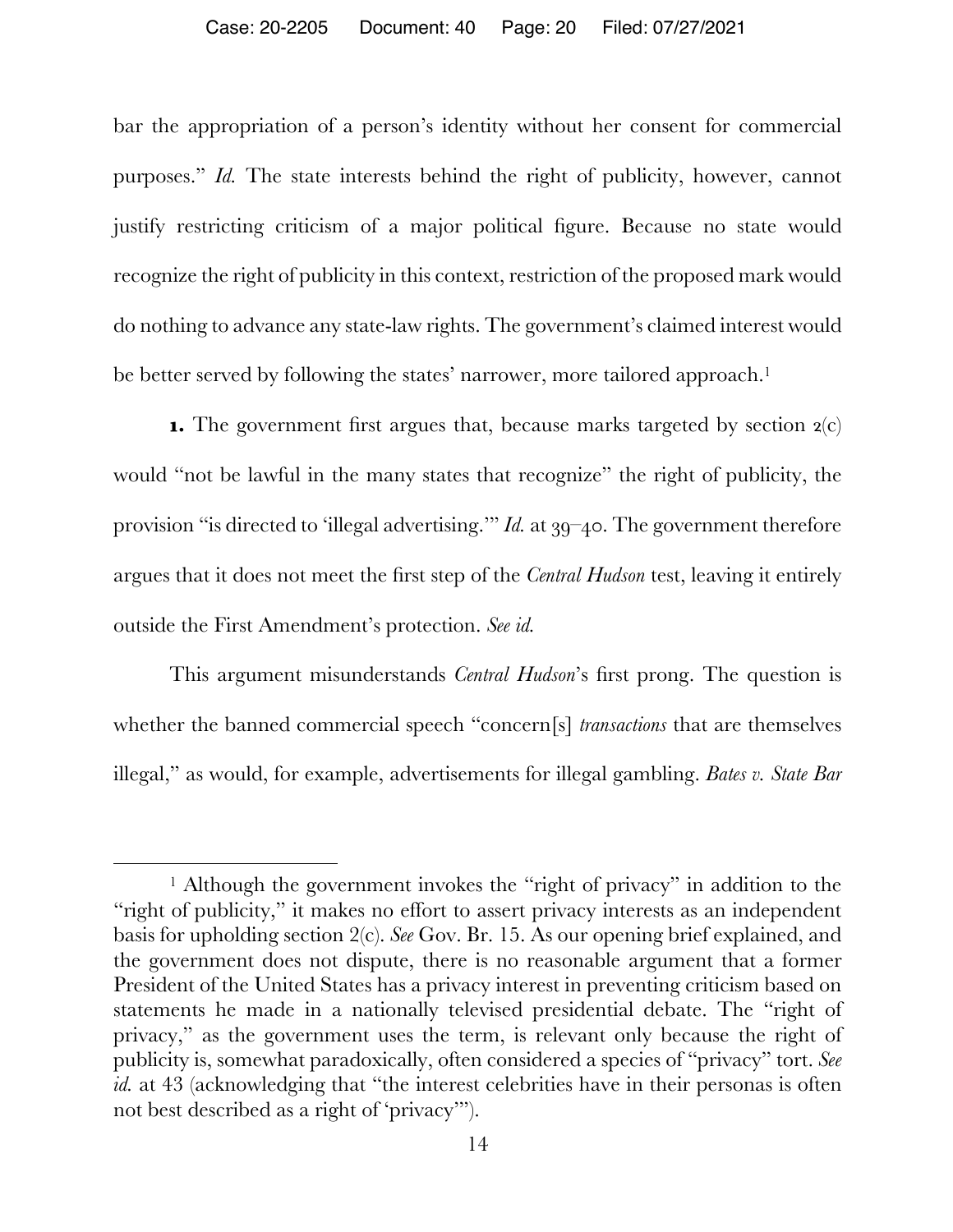bar the appropriation of a person's identity without her consent for commercial purposes." *Id.* The state interests behind the right of publicity, however, cannot justify restricting criticism of a major political figure. Because no state would recognize the right of publicity in this context, restriction of the proposed mark would do nothing to advance any state-law rights. The government's claimed interest would be better served by following the states' narrower, more tailored approach.[1]

**1.** The government first argues that, because marks targeted by section 2(c) would "not be lawful in the many states that recognize" the right of publicity, the provision "is directed to 'illegal advertising.'" *Id.* at 39–40. The government therefore argues that it does not meet the first step of the *Central Hudson* test, leaving it entirely outside the First Amendment's protection. *See id.*

This argument misunderstands *Central Hudson*'s first prong. The question is whether the banned commercial speech "concern[s] *transactions* that are themselves illegal," as would, for example, advertisements for illegal gambling. *Bates v. State Bar*

---

[1] Although the government invokes the "right of privacy" in addition to the "right of publicity," it makes no effort to assert privacy interests as an independent basis for upholding section 2(c). *See* Gov. Br. 15. As our opening brief explained, and the government does not dispute, there is no reasonable argument that a former President of the United States has a privacy interest in preventing criticism based on statements he made in a nationally televised presidential debate. The "right of privacy," as the government uses the term, is relevant only because the right of publicity is, somewhat paradoxically, often considered a species of "privacy" tort. *See id.* at 43 (acknowledging that "the interest celebrities have in their personas is often not best described as a right of 'privacy'").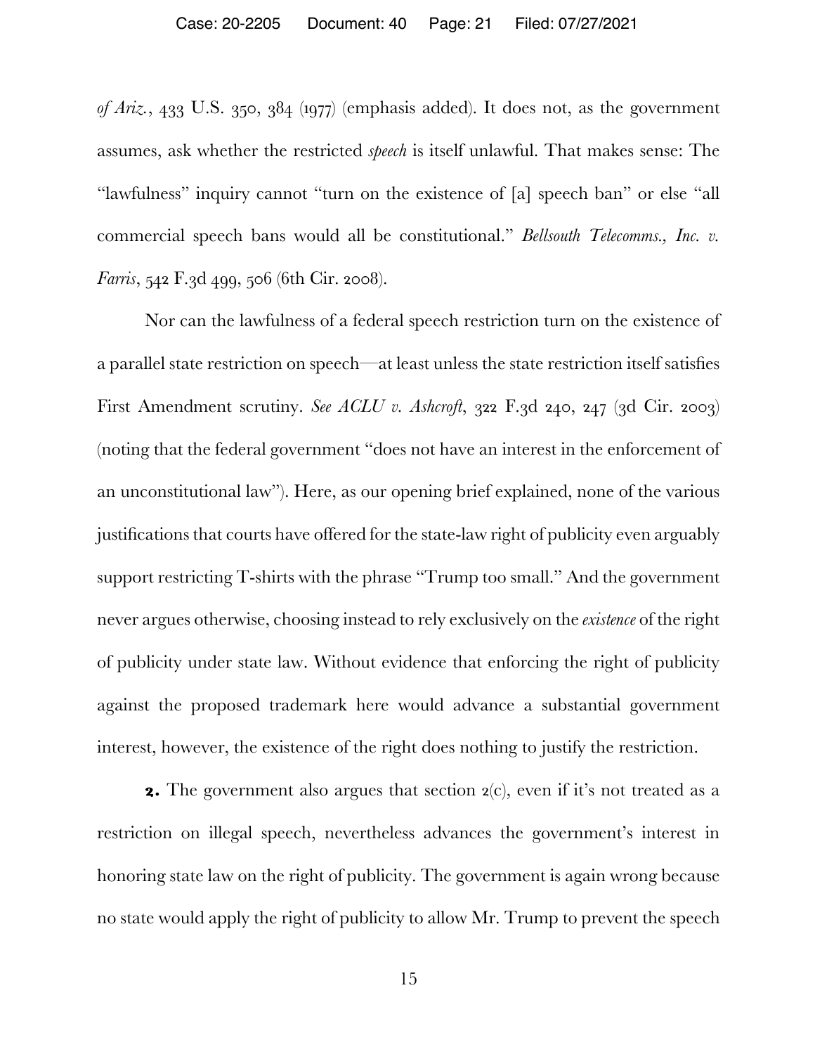*of Ariz.*, 433 U.S. 350, 384 (1977) (emphasis added). It does not, as the government assumes, ask whether the restricted *speech* is itself unlawful. That makes sense: The "lawfulness" inquiry cannot "turn on the existence of [a] speech ban" or else "all commercial speech bans would all be constitutional." *Bellsouth Telecomms., Inc. v. Farris*, 542 F.3d 499, 506 (6th Cir. 2008).

Nor can the lawfulness of a federal speech restriction turn on the existence of a parallel state restriction on speech—at least unless the state restriction itself satisfies First Amendment scrutiny. *See ACLU v. Ashcroft*, 322 F.3d 240, 247 (3d Cir. 2003) (noting that the federal government "does not have an interest in the enforcement of an unconstitutional law"). Here, as our opening brief explained, none of the various justifications that courts have offered for the state-law right of publicity even arguably support restricting T-shirts with the phrase "Trump too small." And the government never argues otherwise, choosing instead to rely exclusively on the *existence* of the right of publicity under state law. Without evidence that enforcing the right of publicity against the proposed trademark here would advance a substantial government interest, however, the existence of the right does nothing to justify the restriction.

**2.** The government also argues that section 2(c), even if it's not treated as a restriction on illegal speech, nevertheless advances the government's interest in honoring state law on the right of publicity. The government is again wrong because no state would apply the right of publicity to allow Mr. Trump to prevent the speech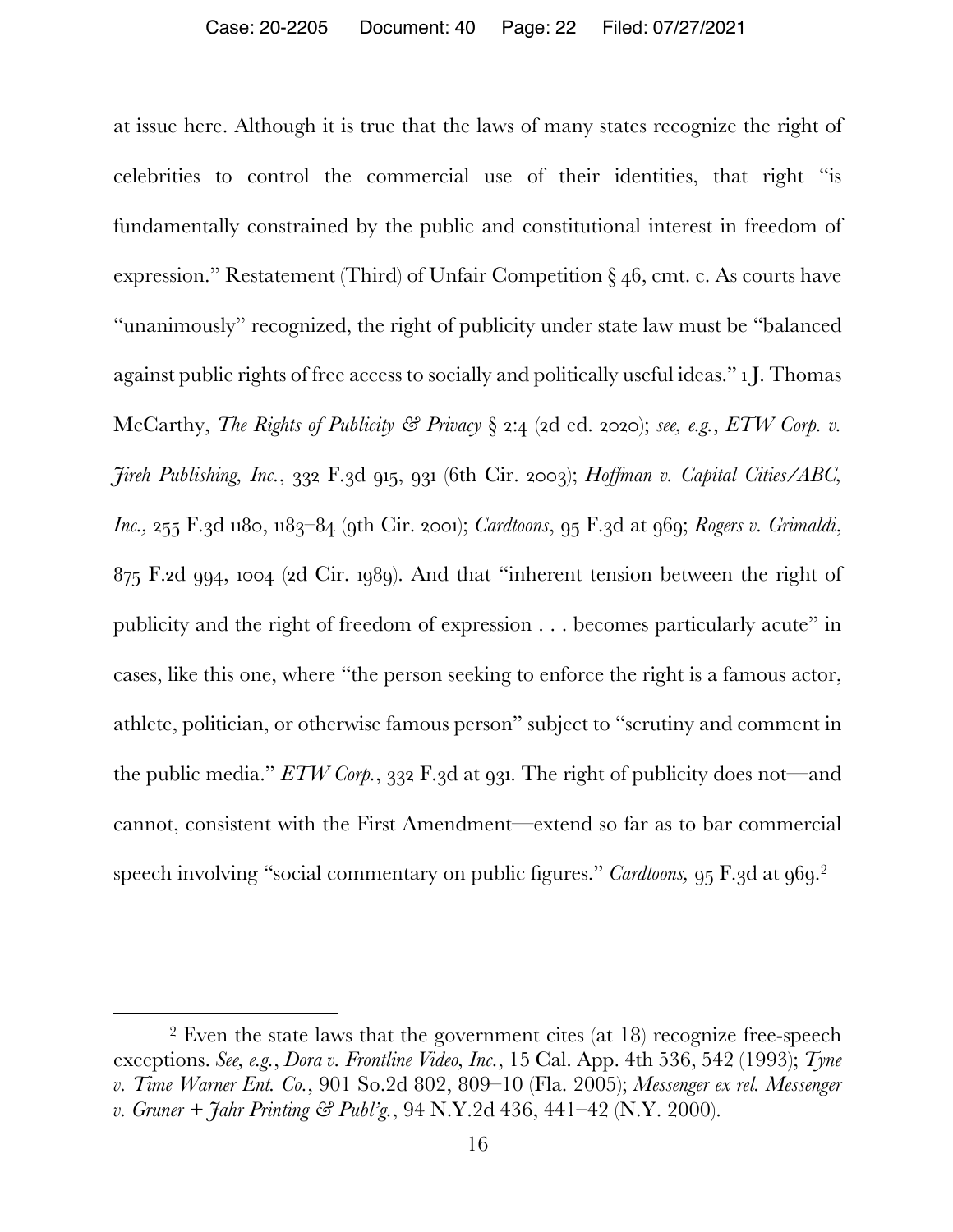at issue here. Although it is true that the laws of many states recognize the right of celebrities to control the commercial use of their identities, that right "is fundamentally constrained by the public and constitutional interest in freedom of expression." Restatement (Third) of Unfair Competition § 46, cmt. c. As courts have "unanimously" recognized, the right of publicity under state law must be "balanced against public rights of free access to socially and politically useful ideas." 1 J. Thomas McCarthy, *The Rights of Publicity & Privacy* § 2:4 (2d ed. 2020); *see, e.g.*, *ETW Corp. v. Jireh Publishing, Inc.*, 332 F.3d 915, 931 (6th Cir. 2003); *Hoffman v. Capital Cities/ABC, Inc.*, 255 F.3d 1180, 1183–84 (9th Cir. 2001); *Cardtoons*, 95 F.3d at 969; *Rogers v. Grimaldi*, 875 F.2d 994, 1004 (2d Cir. 1989). And that "inherent tension between the right of publicity and the right of freedom of expression . . . becomes particularly acute" in cases, like this one, where "the person seeking to enforce the right is a famous actor, athlete, politician, or otherwise famous person" subject to "scrutiny and comment in the public media." *ETW Corp.*, 332 F.3d at 931. The right of publicity does not—and cannot, consistent with the First Amendment—extend so far as to bar commercial speech involving "social commentary on public figures." *Cardtoons,* 95 F.3d at 969.[2]

---

[2] Even the state laws that the government cites (at 18) recognize free-speech exceptions. *See, e.g.*, *Dora v. Frontline Video, Inc.*, 15 Cal. App. 4th 536, 542 (1993); *Tyne v. Time Warner Ent. Co.*, 901 So.2d 802, 809–10 (Fla. 2005); *Messenger ex rel. Messenger v. Gruner + Jahr Printing & Publ'g.*, 94 N.Y.2d 436, 441–42 (N.Y. 2000).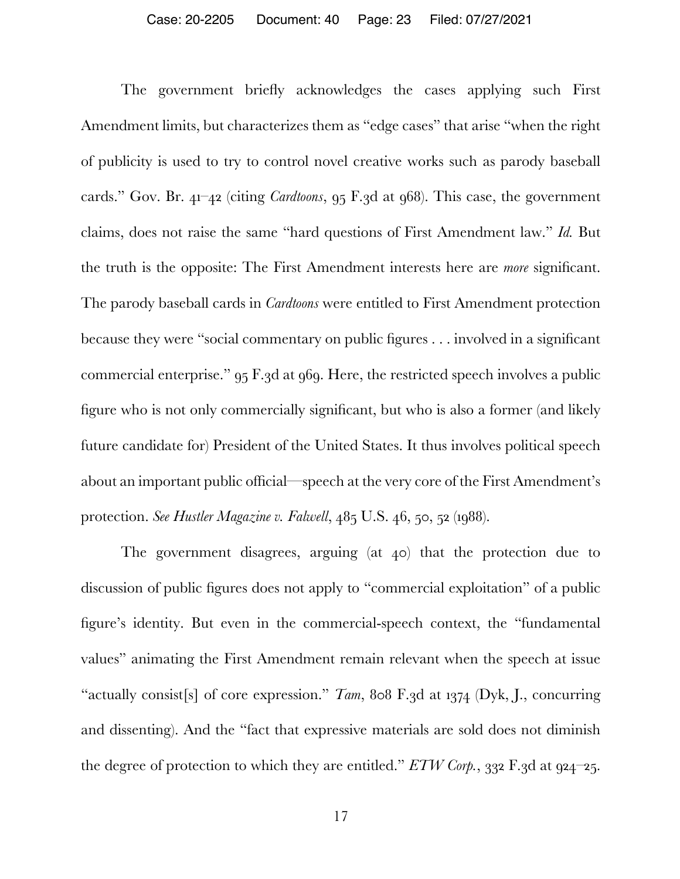The government briefly acknowledges the cases applying such First Amendment limits, but characterizes them as "edge cases" that arise "when the right of publicity is used to try to control novel creative works such as parody baseball cards." Gov. Br. 41–42 (citing *Cardtoons*, 95 F.3d at 968). This case, the government claims, does not raise the same "hard questions of First Amendment law." *Id.* But the truth is the opposite: The First Amendment interests here are *more* significant. The parody baseball cards in *Cardtoons* were entitled to First Amendment protection because they were "social commentary on public figures . . . involved in a significant commercial enterprise." 95 F.3d at 969. Here, the restricted speech involves a public figure who is not only commercially significant, but who is also a former (and likely future candidate for) President of the United States. It thus involves political speech about an important public official—speech at the very core of the First Amendment's protection. *See Hustler Magazine v. Falwell*, 485 U.S. 46, 50, 52 (1988).

The government disagrees, arguing (at 40) that the protection due to discussion of public figures does not apply to "commercial exploitation" of a public figure's identity. But even in the commercial-speech context, the "fundamental values" animating the First Amendment remain relevant when the speech at issue "actually consist[s] of core expression." *Tam*, 808 F.3d at 1374 (Dyk, J., concurring and dissenting). And the "fact that expressive materials are sold does not diminish the degree of protection to which they are entitled." *ETW Corp.*, 332 F.3d at 924–25.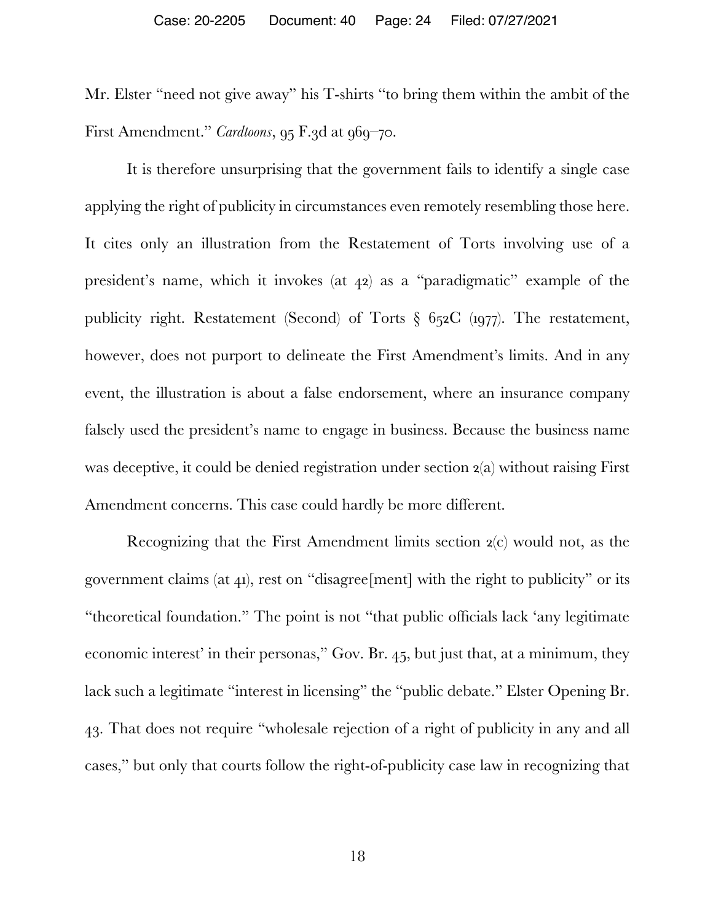Mr. Elster "need not give away" his T-shirts "to bring them within the ambit of the First Amendment." *Cardtoons*, 95 F.3d at 969–70.

It is therefore unsurprising that the government fails to identify a single case applying the right of publicity in circumstances even remotely resembling those here. It cites only an illustration from the Restatement of Torts involving use of a president's name, which it invokes (at 42) as a "paradigmatic" example of the publicity right. Restatement (Second) of Torts § 652C (1977). The restatement, however, does not purport to delineate the First Amendment's limits. And in any event, the illustration is about a false endorsement, where an insurance company falsely used the president's name to engage in business. Because the business name was deceptive, it could be denied registration under section 2(a) without raising First Amendment concerns. This case could hardly be more different.

Recognizing that the First Amendment limits section 2(c) would not, as the government claims (at 41), rest on "disagree[ment] with the right to publicity" or its "theoretical foundation." The point is not "that public officials lack 'any legitimate economic interest' in their personas," Gov. Br. 45, but just that, at a minimum, they lack such a legitimate "interest in licensing" the "public debate." Elster Opening Br. 43. That does not require "wholesale rejection of a right of publicity in any and all cases," but only that courts follow the right-of-publicity case law in recognizing that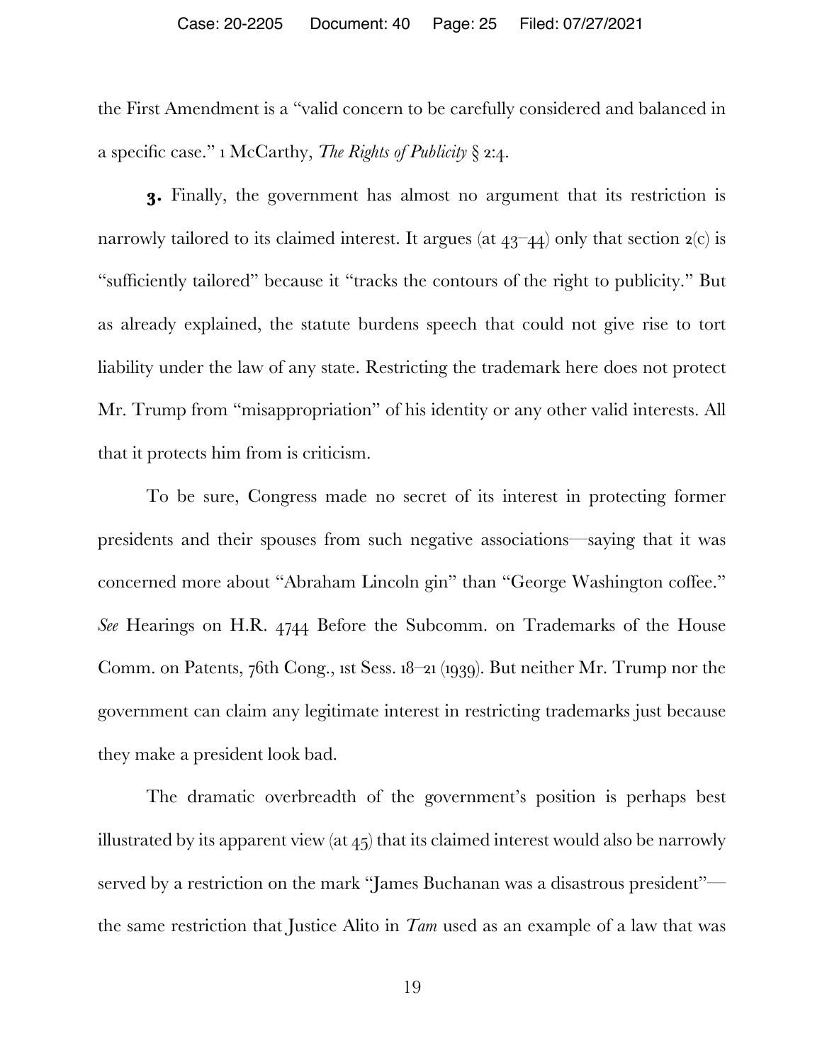the First Amendment is a "valid concern to be carefully considered and balanced in a specific case." 1 McCarthy, *The Rights of Publicity* § 2:4.

**3.** Finally, the government has almost no argument that its restriction is narrowly tailored to its claimed interest. It argues (at 43–44) only that section 2(c) is "sufficiently tailored" because it "tracks the contours of the right to publicity." But as already explained, the statute burdens speech that could not give rise to tort liability under the law of any state. Restricting the trademark here does not protect Mr. Trump from "misappropriation" of his identity or any other valid interests. All that it protects him from is criticism.

To be sure, Congress made no secret of its interest in protecting former presidents and their spouses from such negative associations—saying that it was concerned more about "Abraham Lincoln gin" than "George Washington coffee." *See* Hearings on H.R. 4744 Before the Subcomm. on Trademarks of the House Comm. on Patents, 76th Cong., 1st Sess. 18–21 (1939). But neither Mr. Trump nor the government can claim any legitimate interest in restricting trademarks just because they make a president look bad.

The dramatic overbreadth of the government's position is perhaps best illustrated by its apparent view (at 45) that its claimed interest would also be narrowly served by a restriction on the mark "James Buchanan was a disastrous president"—the same restriction that Justice Alito in *Tam* used as an example of a law that was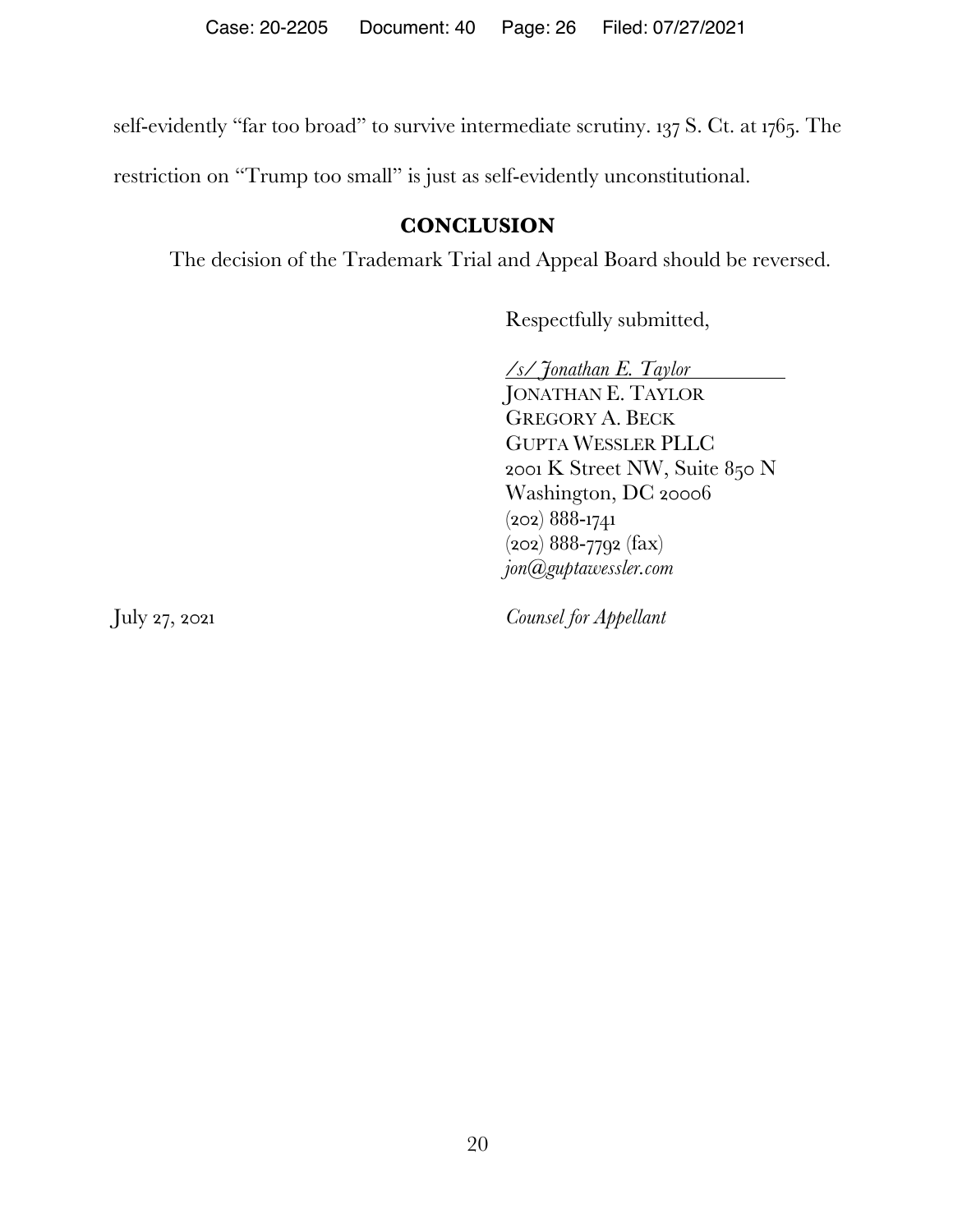self-evidently "far too broad" to survive intermediate scrutiny. 137 S. Ct. at 1765. The restriction on "Trump too small" is just as self-evidently unconstitutional.

## CONCLUSION

The decision of the Trademark Trial and Appeal Board should be reversed.

Respectfully submitted,

*/s/ Jonathan E. Taylor*
JONATHAN E. TAYLOR
GREGORY A. BECK
GUPTA WESSLER PLLC
2001 K Street NW, Suite 850 N
Washington, DC 20006
(202) 888-1741
(202) 888-7792 (fax)
*jon@guptawessler.com*

July 27, 2021

*Counsel for Appellant*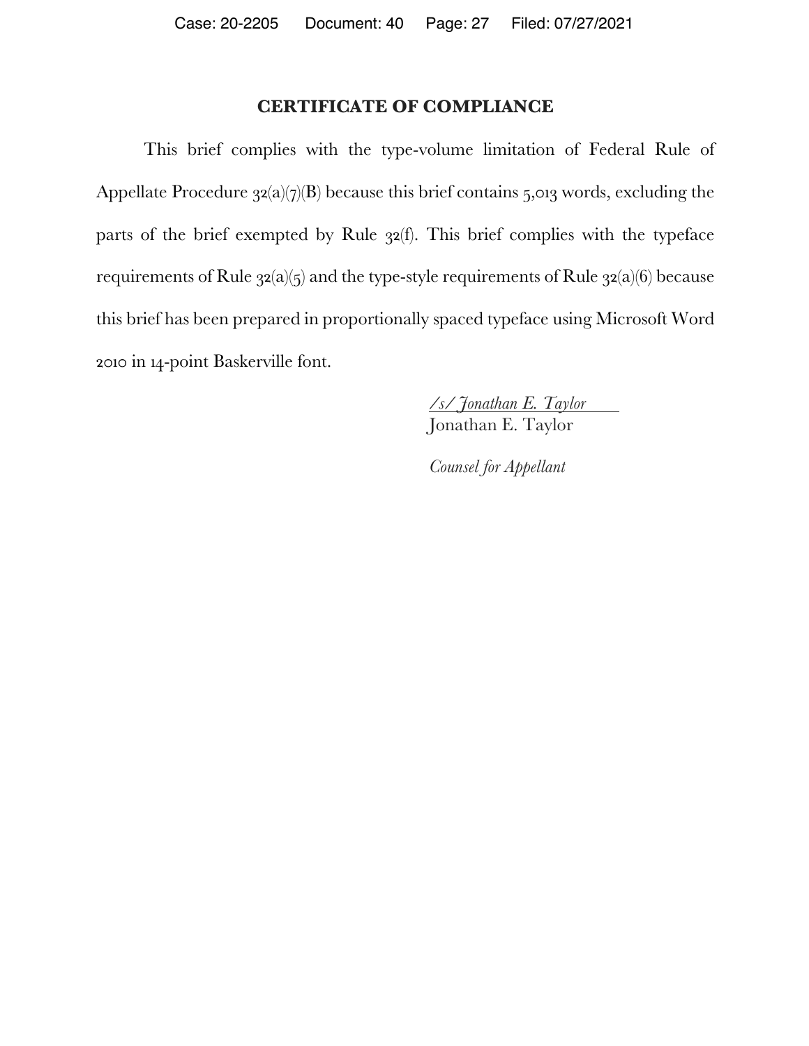## CERTIFICATE OF COMPLIANCE

This brief complies with the type-volume limitation of Federal Rule of Appellate Procedure 32(a)(7)(B) because this brief contains 5,013 words, excluding the parts of the brief exempted by Rule 32(f). This brief complies with the typeface requirements of Rule 32(a)(5) and the type-style requirements of Rule 32(a)(6) because this brief has been prepared in proportionally spaced typeface using Microsoft Word 2010 in 14-point Baskerville font.

*/s/ Jonathan E. Taylor*
Jonathan E. Taylor

*Counsel for Appellant*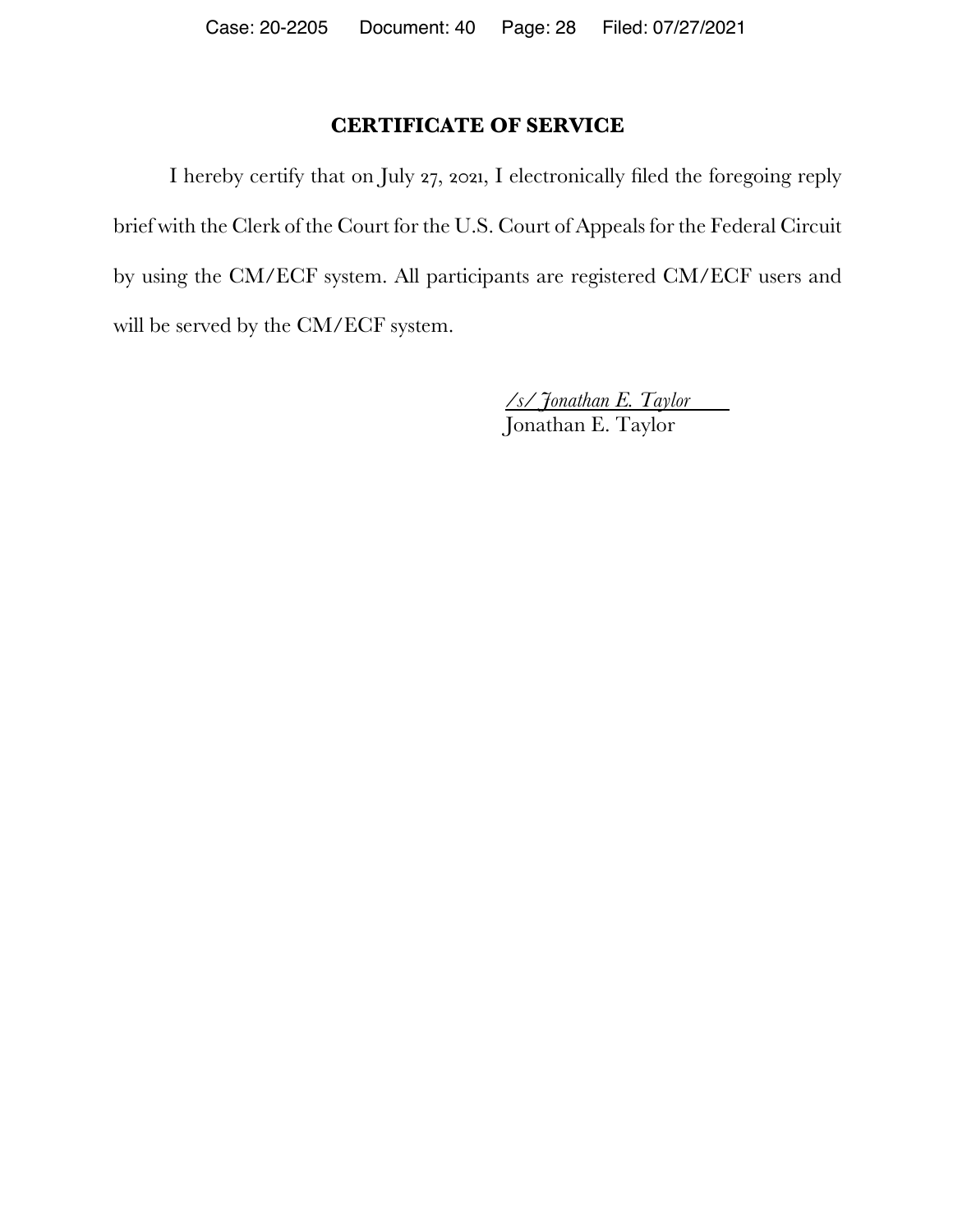## CERTIFICATE OF SERVICE

I hereby certify that on July 27, 2021, I electronically filed the foregoing reply brief with the Clerk of the Court for the U.S. Court of Appeals for the Federal Circuit by using the CM/ECF system. All participants are registered CM/ECF users and will be served by the CM/ECF system.

*/s/ Jonathan E. Taylor*
Jonathan E. Taylor